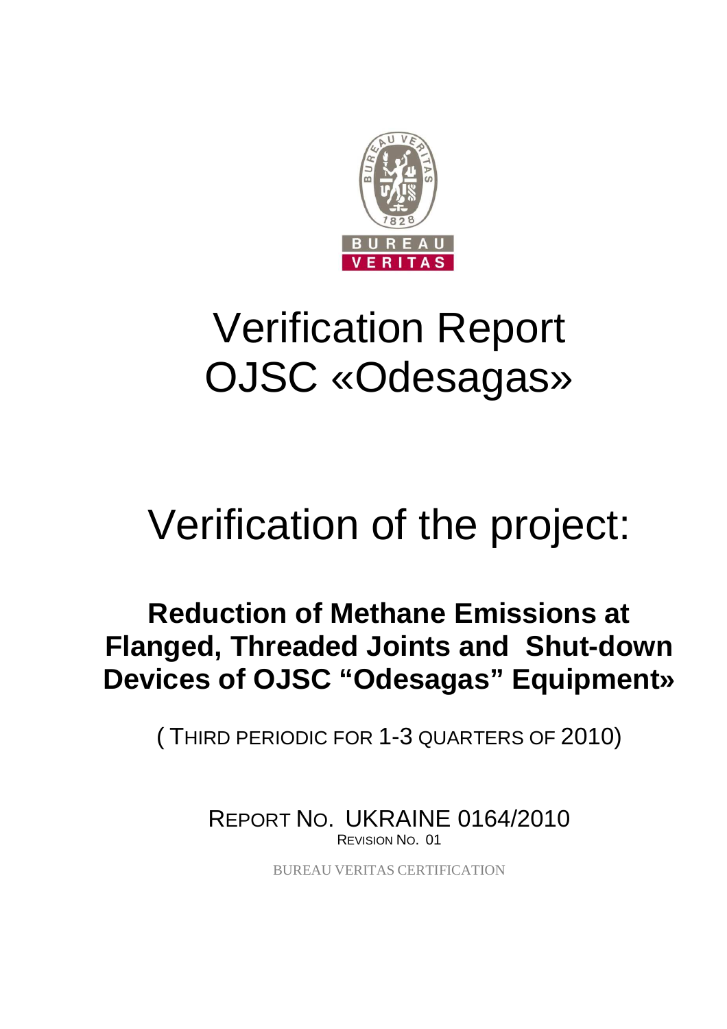# Verification Report OJSC «Odesagas»

# Verification of the project:

## Reduction of Methane Emissions at Flanged, Threaded Joints and Shut-down Devices of OJSC "Odesagas" Equipment»

( THIRD PERIODIC FOR 1-3 QUARTERS OF 2010)

REPORT NO. UKRAINE 0164/2010

REVISION NO. 01

BUREAU VERITAS CERTIFICATION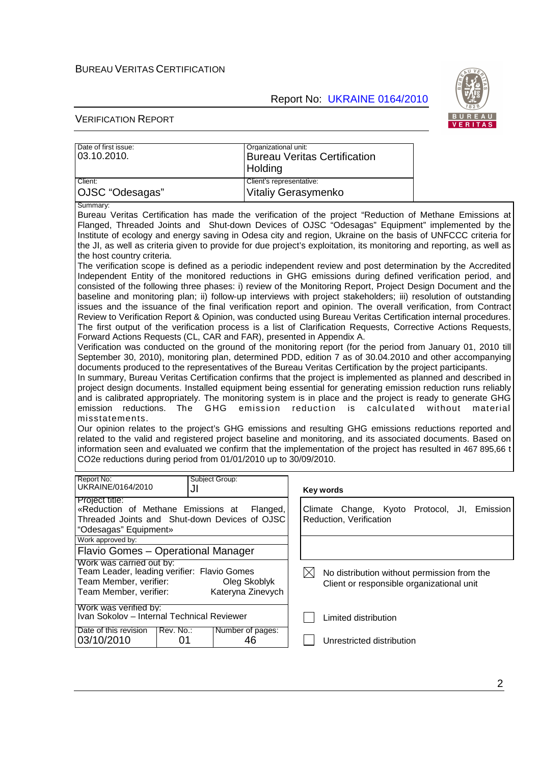BUREAU VERITAS CERTIFICATION

Report No: UKRAINE 0164/2010

VERIFICATION REPORT

| Date of first issue: 03.10.2010. | Organizational unit: Bureau Veritas Certification Holding |
|---|---|
| Client: OJSC "Odesagas" | Client's representative: Vitaliy Gerasymenko |

Summary:

Bureau Veritas Certification has made the verification of the project "Reduction of Methane Emissions at Flanged, Threaded Joints and Shut-down Devices of OJSC "Odesagas" Equipment" implemented by the Institute of ecology and energy saving in Odesa city and region, Ukraine on the basis of UNFCCC criteria for the JI, as well as criteria given to provide for due project's exploitation, its monitoring and reporting, as well as the host country criteria.

The verification scope is defined as a periodic independent review and post determination by the Accredited Independent Entity of the monitored reductions in GHG emissions during defined verification period, and consisted of the following three phases: i) review of the Monitoring Report, Project Design Document and the baseline and monitoring plan; ii) follow-up interviews with project stakeholders; iii) resolution of outstanding issues and the issuance of the final verification report and opinion. The overall verification, from Contract Review to Verification Report & Opinion, was conducted using Bureau Veritas Certification internal procedures. The first output of the verification process is a list of Clarification Requests, Corrective Actions Requests, Forward Actions Requests (CL, CAR and FAR), presented in Appendix A.

Verification was conducted on the ground of the monitoring report (for the period from January 01, 2010 till September 30, 2010), monitoring plan, determined PDD, edition 7 as of 30.04.2010 and other accompanying documents produced to the representatives of the Bureau Veritas Certification by the project participants.

In summary, Bureau Veritas Certification confirms that the project is implemented as planned and described in project design documents. Installed equipment being essential for generating emission reduction runs reliably and is calibrated appropriately. The monitoring system is in place and the project is ready to generate GHG emission reductions. The GHG emission reduction is calculated without material misstatements.

Our opinion relates to the project's GHG emissions and resulting GHG emissions reductions reported and related to the valid and registered project baseline and monitoring, and its associated documents. Based on information seen and evaluated we confirm that the implementation of the project has resulted in 467 895,66 t CO2e reductions during period from 01/01/2010 up to 30/09/2010.

| Report No: UKRAINE/0164/2010 | Subject Group: JI | Key words |
|---|---|---|
| Project title: «Reduction of Methane Emissions at Flanged, Threaded Joints and Shut-down Devices of OJSC "Odesagas" Equipment» | | Climate Change, Kyoto Protocol, JI, Emission Reduction, Verification |
| Work approved by: Flavio Gomes – Operational Manager | | |
| Work was carried out by: Team Leader, leading verifier: Flavio Gomes; Team Member, verifier: Oleg Skoblyk; Team Member, verifier: Kateryna Zinevych | | ☒ No distribution without permission from the Client or responsible organizational unit |
| Work was verified by: Ivan Sokolov – Internal Technical Reviewer | | ☐ Limited distribution |
| Date of this revision: 03/10/2010; Rev. No.: 01; Number of pages: 46 | | ☐ Unrestricted distribution |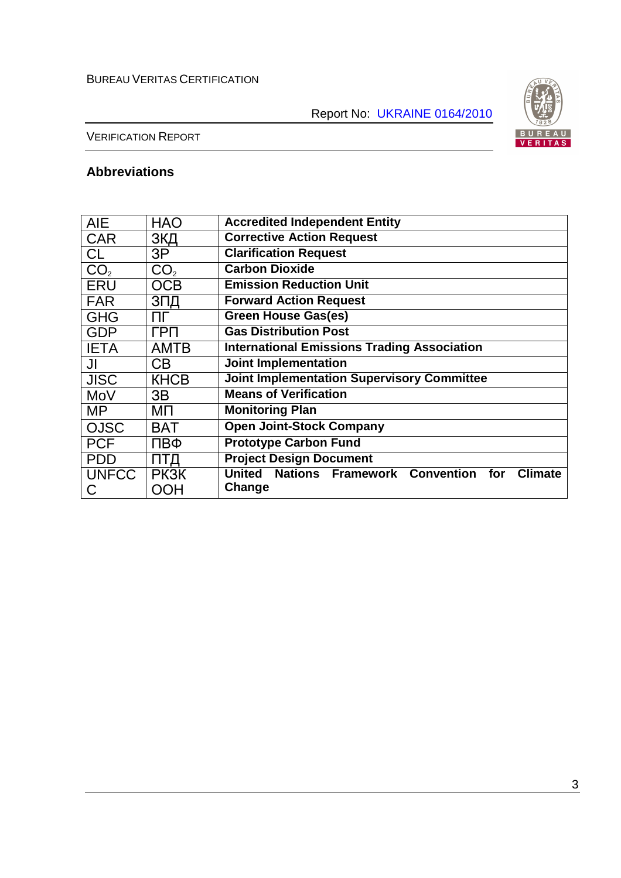## Abbreviations

| | | |
|---|---|---|
| AIE | НАО | **Accredited Independent Entity** |
| CAR | ЗКД | **Corrective Action Request** |
| CL | ЗР | **Clarification Request** |
| $CO_2$ | $CO_2$ | **Carbon Dioxide** |
| ERU | ОСВ | **Emission Reduction Unit** |
| FAR | ЗПД | **Forward Action Request** |
| GHG | ПГ | **Green House Gas(es)** |
| GDP | ГРП | **Gas Distribution Post** |
| IETA | АМТВ | **International Emissions Trading Association** |
| JI | СВ | **Joint Implementation** |
| JISC | КНСВ | **Joint Implementation Supervisory Committee** |
| MoV | ЗВ | **Means of Verification** |
| MP | МП | **Monitoring Plan** |
| OJSC | ВАТ | **Open Joint-Stock Company** |
| PCF | ПВФ | **Prototype Carbon Fund** |
| PDD | ПТД | **Project Design Document** |
| UNFCCC | РКЗК ООН | **United Nations Framework Convention for Climate Change** |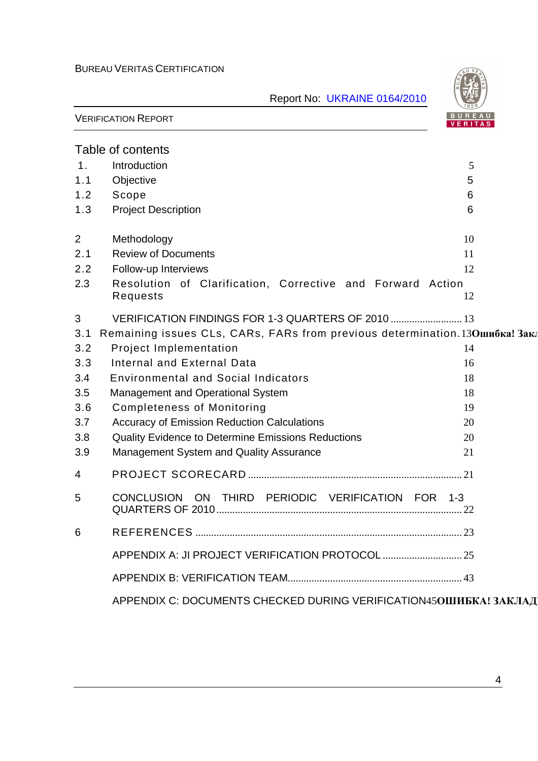## Table of contents

| | | |
|---|---|---|
| 1. | Introduction | 5 |
| 1.1 | Objective | 5 |
| 1.2 | Scope | 6 |
| 1.3 | Project Description | 6 |
| 2 | Methodology | 10 |
| 2.1 | Review of Documents | 11 |
| 2.2 | Follow-up Interviews | 12 |
| 2.3 | Resolution of Clarification, Corrective and Forward Action Requests | 12 |
| 3 | VERIFICATION FINDINGS FOR 1-3 QUARTERS OF 2010 | 13 |
| 3.1 | Remaining issues CLs, CARs, FARs from previous determination. | 13Ошибка! Закл |
| 3.2 | Project Implementation | 14 |
| 3.3 | Internal and External Data | 16 |
| 3.4 | Environmental and Social Indicators | 18 |
| 3.5 | Management and Operational System | 18 |
| 3.6 | Completeness of Monitoring | 19 |
| 3.7 | Accuracy of Emission Reduction Calculations | 20 |
| 3.8 | Quality Evidence to Determine Emissions Reductions | 20 |
| 3.9 | Management System and Quality Assurance | 21 |
| 4 | PROJECT SCORECARD | 21 |
| 5 | CONCLUSION ON THIRD PERIODIC VERIFICATION FOR 1-3 QUARTERS OF 2010 | 22 |
| 6 | REFERENCES | 23 |
| | APPENDIX A: JI PROJECT VERIFICATION PROTOCOL | 25 |
| | APPENDIX B: VERIFICATION TEAM | 43 |
| | APPENDIX C: DOCUMENTS CHECKED DURING VERIFICATION | 45ОШИБКА! ЗАКЛАД |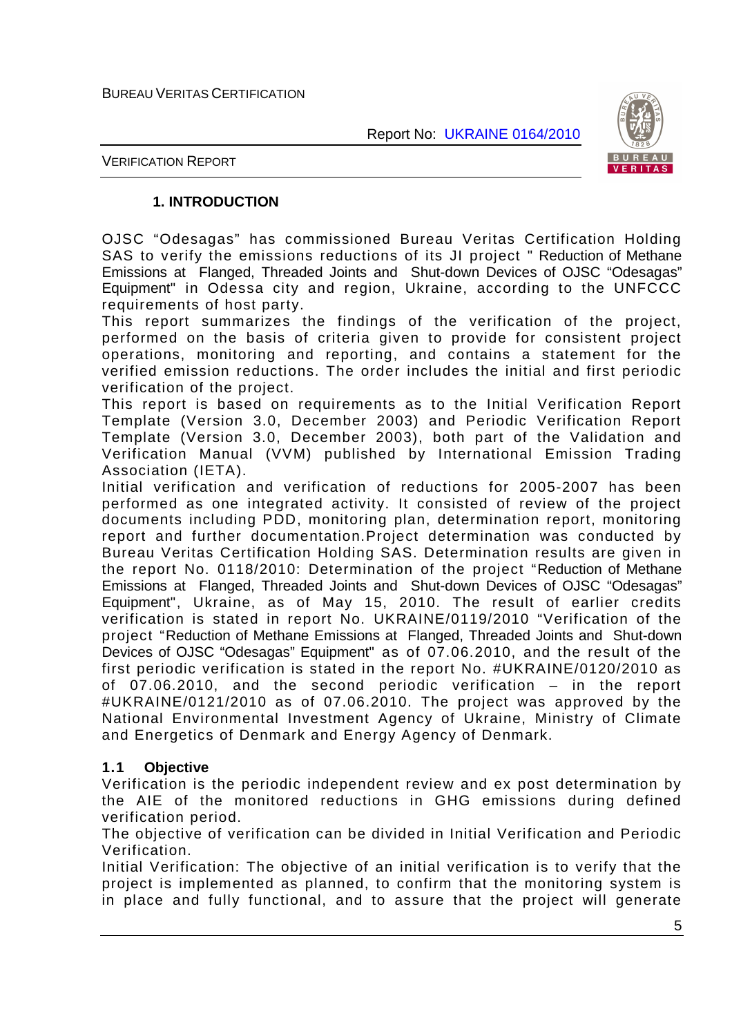## 1. INTRODUCTION

OJSC "Odesagas" has commissioned Bureau Veritas Certification Holding SAS to verify the emissions reductions of its JI project " Reduction of Methane Emissions at Flanged, Threaded Joints and Shut-down Devices of OJSC "Odesagas" Equipment" in Odessa city and region, Ukraine, according to the UNFCCC requirements of host party.

This report summarizes the findings of the verification of the project, performed on the basis of criteria given to provide for consistent project operations, monitoring and reporting, and contains a statement for the verified emission reductions. The order includes the initial and first periodic verification of the project.

This report is based on requirements as to the Initial Verification Report Template (Version 3.0, December 2003) and Periodic Verification Report Template (Version 3.0, December 2003), both part of the Validation and Verification Manual (VVM) published by International Emission Trading Association (IETA).

Initial verification and verification of reductions for 2005-2007 has been performed as one integrated activity. It consisted of review of the project documents including PDD, monitoring plan, determination report, monitoring report and further documentation.Project determination was conducted by Bureau Veritas Certification Holding SAS. Determination results are given in the report No. 0118/2010: Determination of the project "Reduction of Methane Emissions at Flanged, Threaded Joints and Shut-down Devices of OJSC "Odesagas" Equipment", Ukraine, as of May 15, 2010. The result of earlier credits verification is stated in report No. UKRAINE/0119/2010 "Verification of the project "Reduction of Methane Emissions at Flanged, Threaded Joints and Shut-down Devices of OJSC "Odesagas" Equipment" as of 07.06.2010, and the result of the first periodic verification is stated in the report No. #UKRAINE/0120/2010 as of 07.06.2010, and the second periodic verification – in the report #UKRAINE/0121/2010 as of 07.06.2010. The project was approved by the National Environmental Investment Agency of Ukraine, Ministry of Climate and Energetics of Denmark and Energy Agency of Denmark.

### 1.1 Objective

Verification is the periodic independent review and ex post determination by the AIE of the monitored reductions in GHG emissions during defined verification period.

The objective of verification can be divided in Initial Verification and Periodic Verification.

Initial Verification: The objective of an initial verification is to verify that the project is implemented as planned, to confirm that the monitoring system is in place and fully functional, and to assure that the project will generate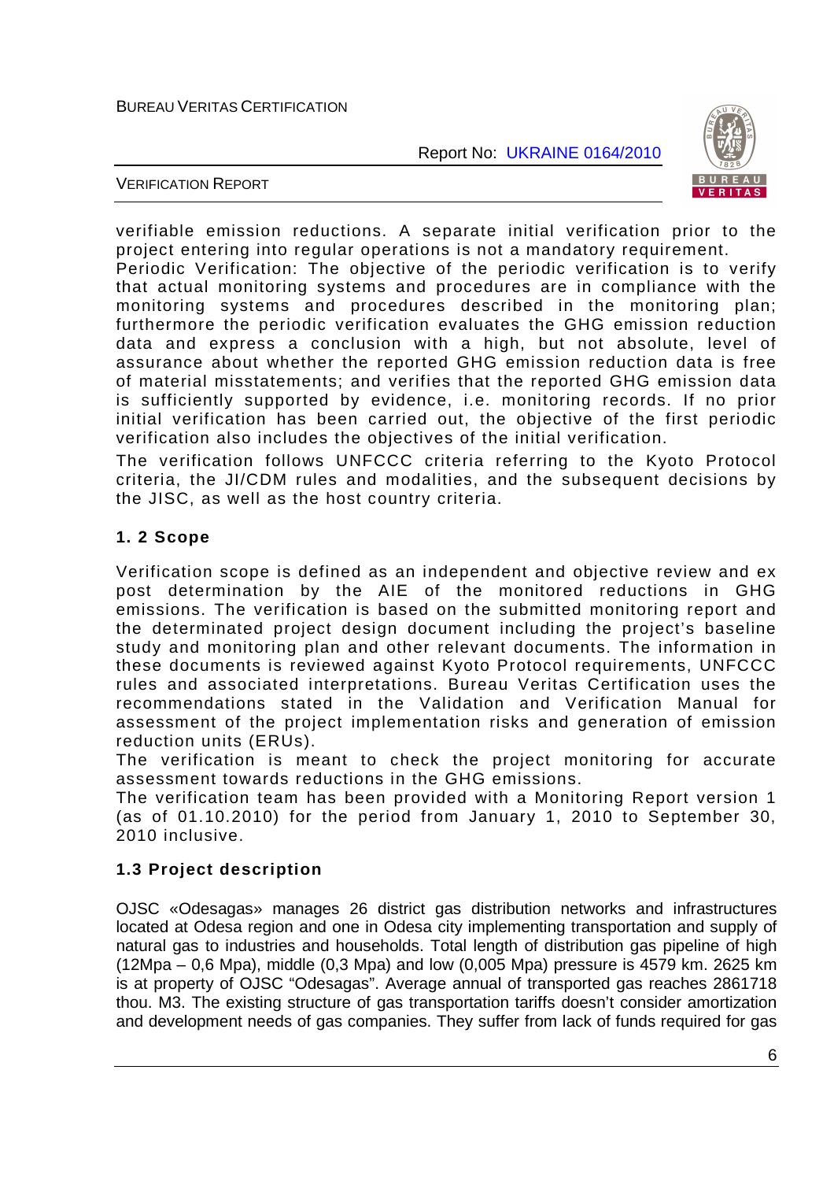verifiable emission reductions. A separate initial verification prior to the project entering into regular operations is not a mandatory requirement.
Periodic Verification: The objective of the periodic verification is to verify that actual monitoring systems and procedures are in compliance with the monitoring systems and procedures described in the monitoring plan; furthermore the periodic verification evaluates the GHG emission reduction data and express a conclusion with a high, but not absolute, level of assurance about whether the reported GHG emission reduction data is free of material misstatements; and verifies that the reported GHG emission data is sufficiently supported by evidence, i.e. monitoring records. If no prior initial verification has been carried out, the objective of the first periodic verification also includes the objectives of the initial verification.

The verification follows UNFCCC criteria referring to the Kyoto Protocol criteria, the JI/CDM rules and modalities, and the subsequent decisions by the JISC, as well as the host country criteria.

### 1. 2 Scope

Verification scope is defined as an independent and objective review and ex post determination by the AIE of the monitored reductions in GHG emissions. The verification is based on the submitted monitoring report and the determinated project design document including the project's baseline study and monitoring plan and other relevant documents. The information in these documents is reviewed against Kyoto Protocol requirements, UNFCCC rules and associated interpretations. Bureau Veritas Certification uses the recommendations stated in the Validation and Verification Manual for assessment of the project implementation risks and generation of emission reduction units (ERUs).
The verification is meant to check the project monitoring for accurate assessment towards reductions in the GHG emissions.
The verification team has been provided with a Monitoring Report version 1 (as of 01.10.2010) for the period from January 1, 2010 to September 30, 2010 inclusive.

### 1.3 Project description

OJSC «Odesagas» manages 26 district gas distribution networks and infrastructures located at Odesa region and one in Odesa city implementing transportation and supply of natural gas to industries and households. Total length of distribution gas pipeline of high (12Mpa – 0,6 Mpa), middle (0,3 Mpa) and low (0,005 Mpa) pressure is 4579 km. 2625 km is at property of OJSC "Odesagas". Average annual of transported gas reaches 2861718 thou. M3. The existing structure of gas transportation tariffs doesn't consider amortization and development needs of gas companies. They suffer from lack of funds required for gas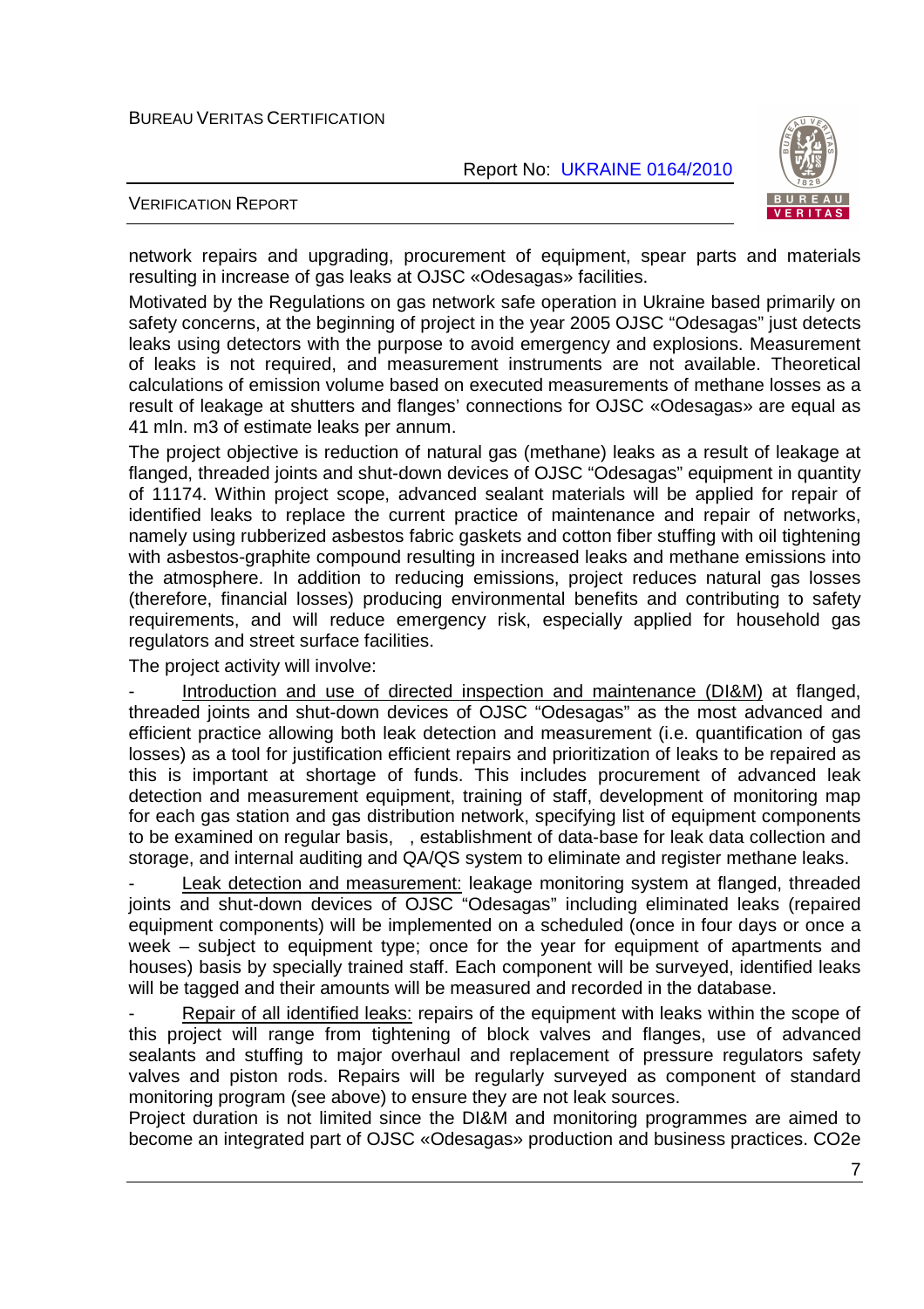network repairs and upgrading, procurement of equipment, spear parts and materials resulting in increase of gas leaks at OJSC «Odesagas» facilities.

Motivated by the Regulations on gas network safe operation in Ukraine based primarily on safety concerns, at the beginning of project in the year 2005 OJSC "Odesagas" just detects leaks using detectors with the purpose to avoid emergency and explosions. Measurement of leaks is not required, and measurement instruments are not available. Theoretical calculations of emission volume based on executed measurements of methane losses as a result of leakage at shutters and flanges' connections for OJSC «Odesagas» are equal as 41 mln. m3 of estimate leaks per annum.

The project objective is reduction of natural gas (methane) leaks as a result of leakage at flanged, threaded joints and shut-down devices of OJSC "Odesagas" equipment in quantity of 11174. Within project scope, advanced sealant materials will be applied for repair of identified leaks to replace the current practice of maintenance and repair of networks, namely using rubberized asbestos fabric gaskets and cotton fiber stuffing with oil tightening with asbestos-graphite compound resulting in increased leaks and methane emissions into the atmosphere. In addition to reducing emissions, project reduces natural gas losses (therefore, financial losses) producing environmental benefits and contributing to safety requirements, and will reduce emergency risk, especially applied for household gas regulators and street surface facilities.

The project activity will involve:

- Introduction and use of directed inspection and maintenance (DI&M) at flanged, threaded joints and shut-down devices of OJSC "Odesagas" as the most advanced and efficient practice allowing both leak detection and measurement (i.e. quantification of gas losses) as a tool for justification efficient repairs and prioritization of leaks to be repaired as this is important at shortage of funds. This includes procurement of advanced leak detection and measurement equipment, training of staff, development of monitoring map for each gas station and gas distribution network, specifying list of equipment components to be examined on regular basis, , establishment of data-base for leak data collection and storage, and internal auditing and QA/QS system to eliminate and register methane leaks.

- Leak detection and measurement: leakage monitoring system at flanged, threaded joints and shut-down devices of OJSC "Odesagas" including eliminated leaks (repaired equipment components) will be implemented on a scheduled (once in four days or once a week – subject to equipment type; once for the year for equipment of apartments and houses) basis by specially trained staff. Each component will be surveyed, identified leaks will be tagged and their amounts will be measured and recorded in the database.

- Repair of all identified leaks: repairs of the equipment with leaks within the scope of this project will range from tightening of block valves and flanges, use of advanced sealants and stuffing to major overhaul and replacement of pressure regulators safety valves and piston rods. Repairs will be regularly surveyed as component of standard monitoring program (see above) to ensure they are not leak sources.

Project duration is not limited since the DI&M and monitoring programmes are aimed to become an integrated part of OJSC «Odesagas» production and business practices. CO2e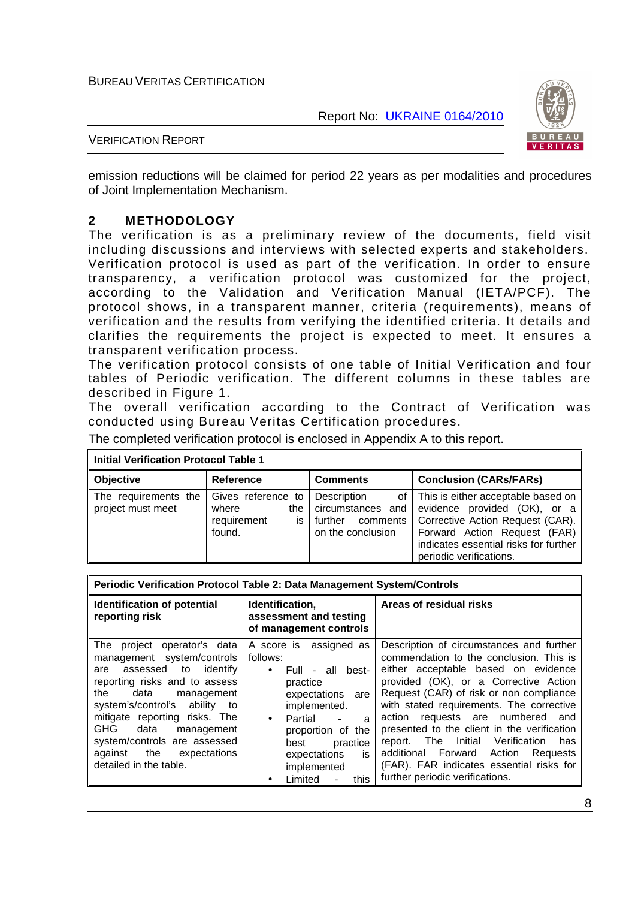emission reductions will be claimed for period 22 years as per modalities and procedures of Joint Implementation Mechanism.

## 2 METHODOLOGY

The verification is as a preliminary review of the documents, field visit including discussions and interviews with selected experts and stakeholders. Verification protocol is used as part of the verification. In order to ensure transparency, a verification protocol was customized for the project, according to the Validation and Verification Manual (IETA/PCF). The protocol shows, in a transparent manner, criteria (requirements), means of verification and the results from verifying the identified criteria. It details and clarifies the requirements the project is expected to meet. It ensures a transparent verification process.

The verification protocol consists of one table of Initial Verification and four tables of Periodic verification. The different columns in these tables are described in Figure 1.

The overall verification according to the Contract of Verification was conducted using Bureau Veritas Certification procedures.

The completed verification protocol is enclosed in Appendix A to this report.

| **Initial Verification Protocol Table 1** | | | |
|---|---|---|---|
| **Objective** | **Reference** | **Comments** | **Conclusion (CARs/FARs)** |
| The requirements the project must meet | Gives reference to where the requirement is found. | Description of circumstances and further comments on the conclusion | This is either acceptable based on evidence provided (OK), or a Corrective Action Request (CAR). Forward Action Request (FAR) indicates essential risks for further periodic verifications. |

| **Periodic Verification Protocol Table 2: Data Management System/Controls** | | |
|---|---|---|
| **Identification of potential reporting risk** | **Identification, assessment and testing of management controls** | **Areas of residual risks** |
| The project operator's data management system/controls are assessed to identify reporting risks and to assess the data management system's/control's ability to mitigate reporting risks. The GHG data management system/controls are assessed against the expectations detailed in the table. | A score is assigned as follows:<br>• Full - all best-practice expectations are implemented.<br>• Partial - a proportion of the best practice expectations is implemented<br>• Limited - this | Description of circumstances and further commendation to the conclusion. This is either acceptable based on evidence provided (OK), or a Corrective Action Request (CAR) of risk or non compliance with stated requirements. The corrective action requests are numbered and presented to the client in the verification report. The Initial Verification has additional Forward Action Requests (FAR). FAR indicates essential risks for further periodic verifications. |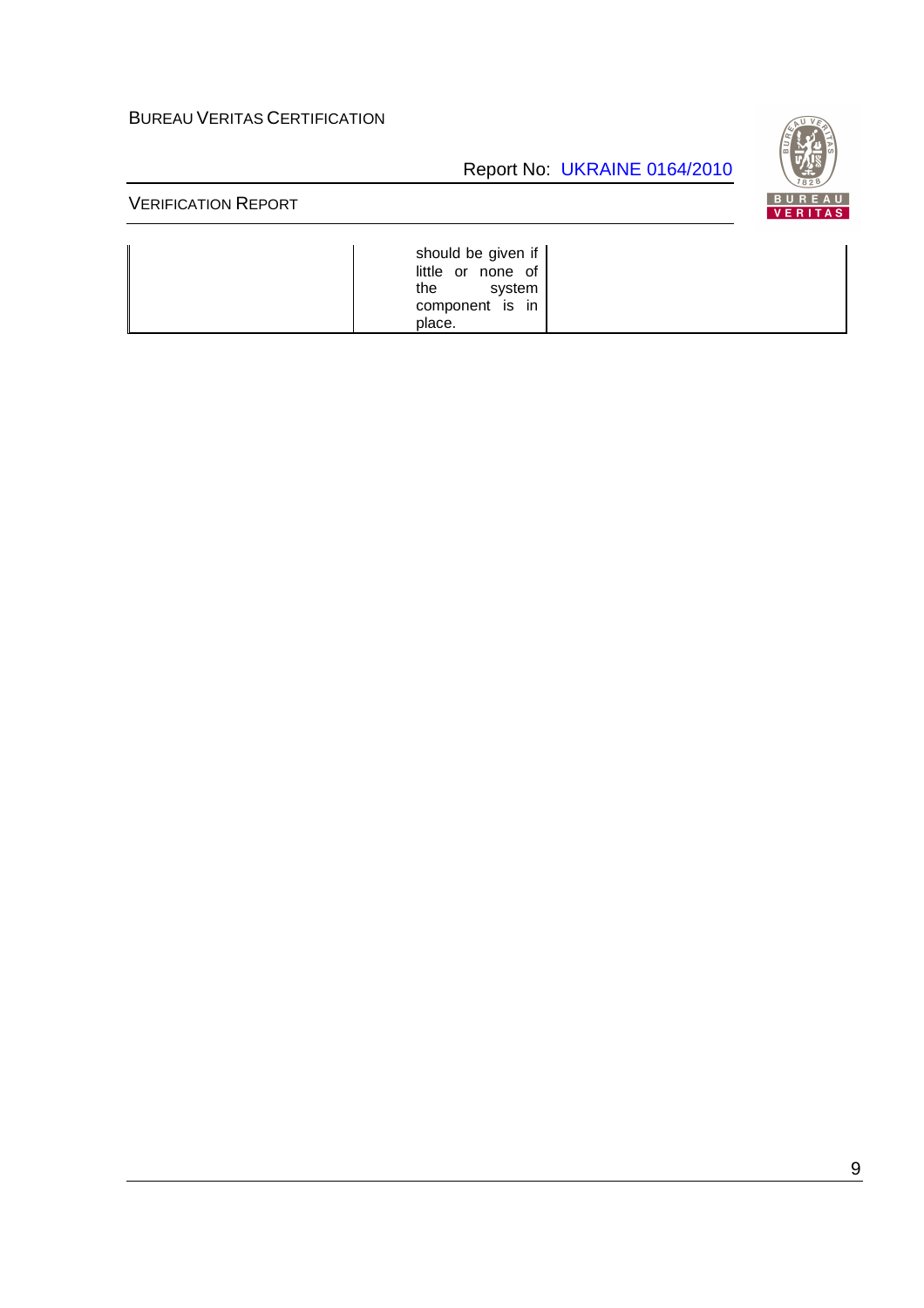|  | should be given if little or none of the system component is in place. |  |
|---|---|---|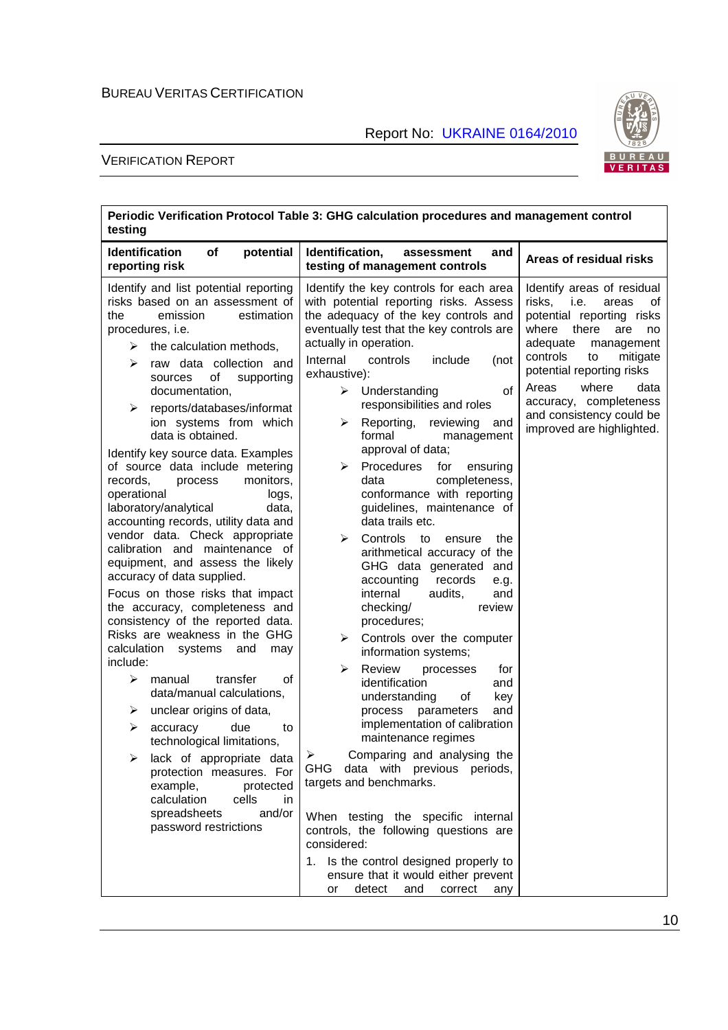| Periodic Verification Protocol Table 3: GHG calculation procedures and management control testing | | |
|---|---|---|
| **Identification of potential reporting risk** | **Identification, assessment and testing of management controls** | **Areas of residual risks** |
| Identify and list potential reporting risks based on an assessment of the emission estimation procedures, i.e.<br>➢ the calculation methods,<br>➢ raw data collection and sources of supporting documentation,<br>➢ reports/databases/information systems from which data is obtained.<br>Identify key source data. Examples of source data include metering records, process monitors, operational logs, laboratory/analytical data, accounting records, utility data and vendor data. Check appropriate calibration and maintenance of equipment, and assess the likely accuracy of data supplied.<br>Focus on those risks that impact the accuracy, completeness and consistency of the reported data. Risks are weakness in the GHG calculation systems and may include:<br>➢ manual transfer of data/manual calculations,<br>➢ unclear origins of data,<br>➢ accuracy due to technological limitations,<br>➢ lack of appropriate data protection measures. For example, protected calculation cells in spreadsheets and/or password restrictions | Identify the key controls for each area with potential reporting risks. Assess the adequacy of the key controls and eventually test that the key controls are actually in operation.<br>Internal controls include (not exhaustive):<br>➢ Understanding of responsibilities and roles<br>➢ Reporting, reviewing and formal management approval of data;<br>➢ Procedures for ensuring data completeness, conformance with reporting guidelines, maintenance of data trails etc.<br>➢ Controls to ensure the arithmetical accuracy of the GHG data generated and accounting records e.g. internal audits, and checking/ review procedures;<br>➢ Controls over the computer information systems;<br>➢ Review processes for identification and understanding of key process parameters and implementation of calibration maintenance regimes<br>➢ Comparing and analysing the GHG data with previous periods, targets and benchmarks.<br><br>When testing the specific internal controls, the following questions are considered:<br>1. Is the control designed properly to ensure that it would either prevent or detect and correct any | Identify areas of residual risks, i.e. areas of potential reporting risks where there are no adequate management controls to mitigate potential reporting risks<br>Areas where data accuracy, completeness and consistency could be improved are highlighted. |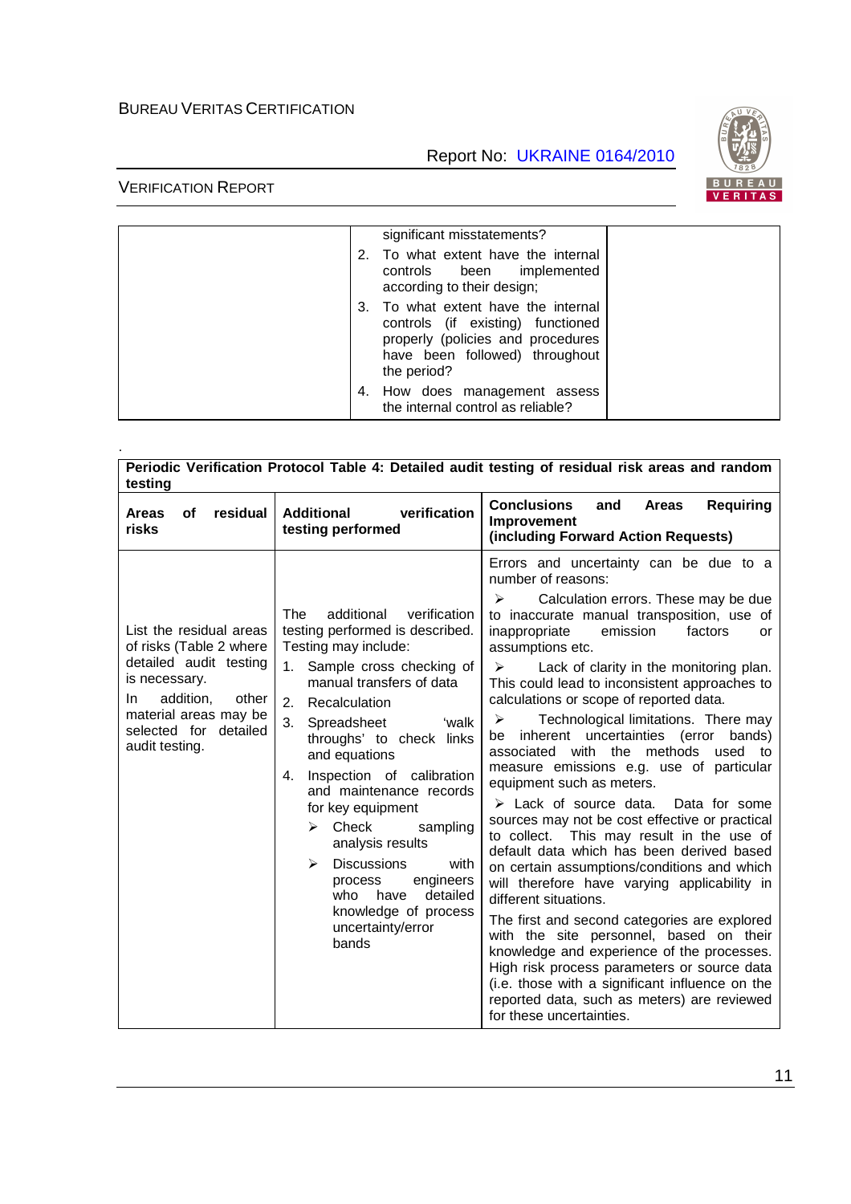| | significant misstatements?<br>2. To what extent have the internal controls been implemented according to their design;<br>3. To what extent have the internal controls (if existing) functioned properly (policies and procedures have been followed) throughout the period?<br>4. How does management assess the internal control as reliable? | |
|---|---|---|

.

| Periodic Verification Protocol Table 4: Detailed audit testing of residual risk areas and random testing | | |
|---|---|---|
| **Areas of residual risks** | **Additional verification testing performed** | **Conclusions and Areas Requiring Improvement (including Forward Action Requests)** |
| List the residual areas of risks (Table 2 where detailed audit testing is necessary.<br>In addition, other material areas may be selected for detailed audit testing. | The additional verification testing performed is described. Testing may include:<br>1. Sample cross checking of manual transfers of data<br>2. Recalculation<br>3. Spreadsheet 'walk throughs' to check links and equations<br>4. Inspection of calibration and maintenance records for key equipment<br>➢ Check sampling analysis results<br>➢ Discussions with process engineers who have detailed knowledge of process uncertainty/error bands | Errors and uncertainty can be due to a number of reasons:<br>➢ Calculation errors. These may be due to inaccurate manual transposition, use of inappropriate emission factors or assumptions etc.<br>➢ Lack of clarity in the monitoring plan. This could lead to inconsistent approaches to calculations or scope of reported data.<br>➢ Technological limitations. There may be inherent uncertainties (error bands) associated with the methods used to measure emissions e.g. use of particular equipment such as meters.<br>➢ Lack of source data. Data for some sources may not be cost effective or practical to collect. This may result in the use of default data which has been derived based on certain assumptions/conditions and which will therefore have varying applicability in different situations.<br>The first and second categories are explored with the site personnel, based on their knowledge and experience of the processes. High risk process parameters or source data (i.e. those with a significant influence on the reported data, such as meters) are reviewed for these uncertainties. |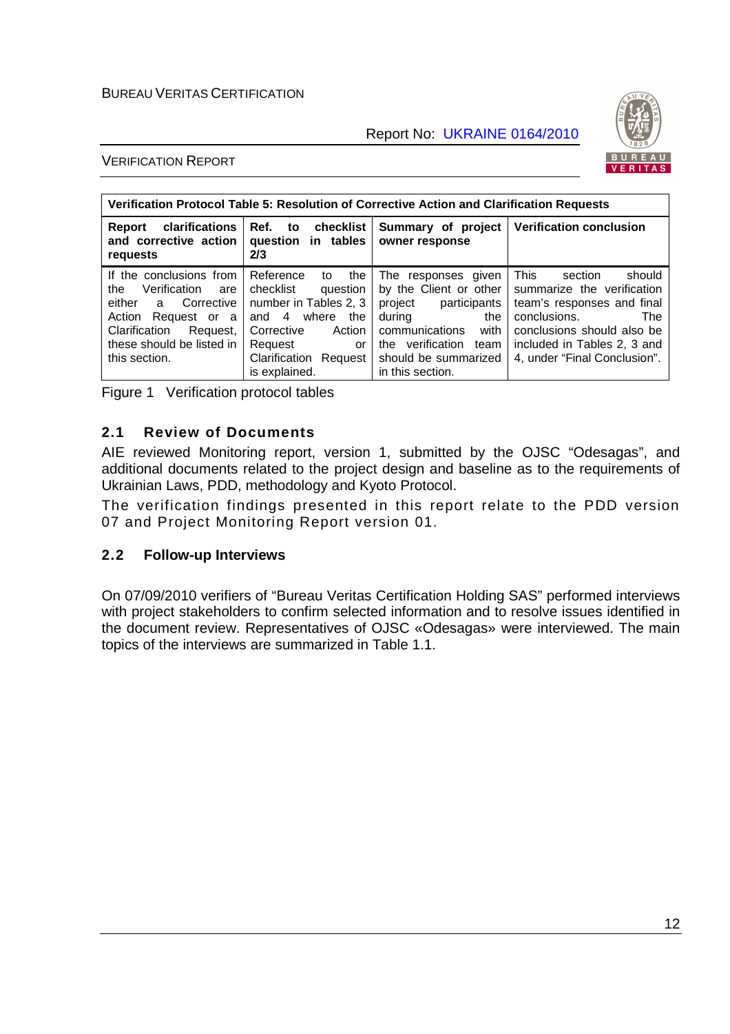| Verification Protocol Table 5: Resolution of Corrective Action and Clarification Requests | | | |
|---|---|---|---|
| **Report clarifications and corrective action requests** | **Ref. to checklist question in tables 2/3** | **Summary of project owner response** | **Verification conclusion** |
| If the conclusions from the Verification are either a Corrective Action Request or a Clarification Request, these should be listed in this section. | Reference to the checklist question number in Tables 2, 3 and 4 where the Corrective Action Request or Clarification Request is explained. | The responses given by the Client or other project participants during the communications with the verification team should be summarized in this section. | This section should summarize the verification team's responses and final conclusions. The conclusions should also be included in Tables 2, 3 and 4, under "Final Conclusion". |

Figure 1 Verification protocol tables

## 2.1 Review of Documents

AIE reviewed Monitoring report, version 1, submitted by the OJSC "Odesagas", and additional documents related to the project design and baseline as to the requirements of Ukrainian Laws, PDD, methodology and Kyoto Protocol.

The verification findings presented in this report relate to the PDD version 07 and Project Monitoring Report version 01.

## 2.2 Follow-up Interviews

On 07/09/2010 verifiers of "Bureau Veritas Certification Holding SAS" performed interviews with project stakeholders to confirm selected information and to resolve issues identified in the document review. Representatives of OJSC «Odesagas» were interviewed. The main topics of the interviews are summarized in Table 1.1.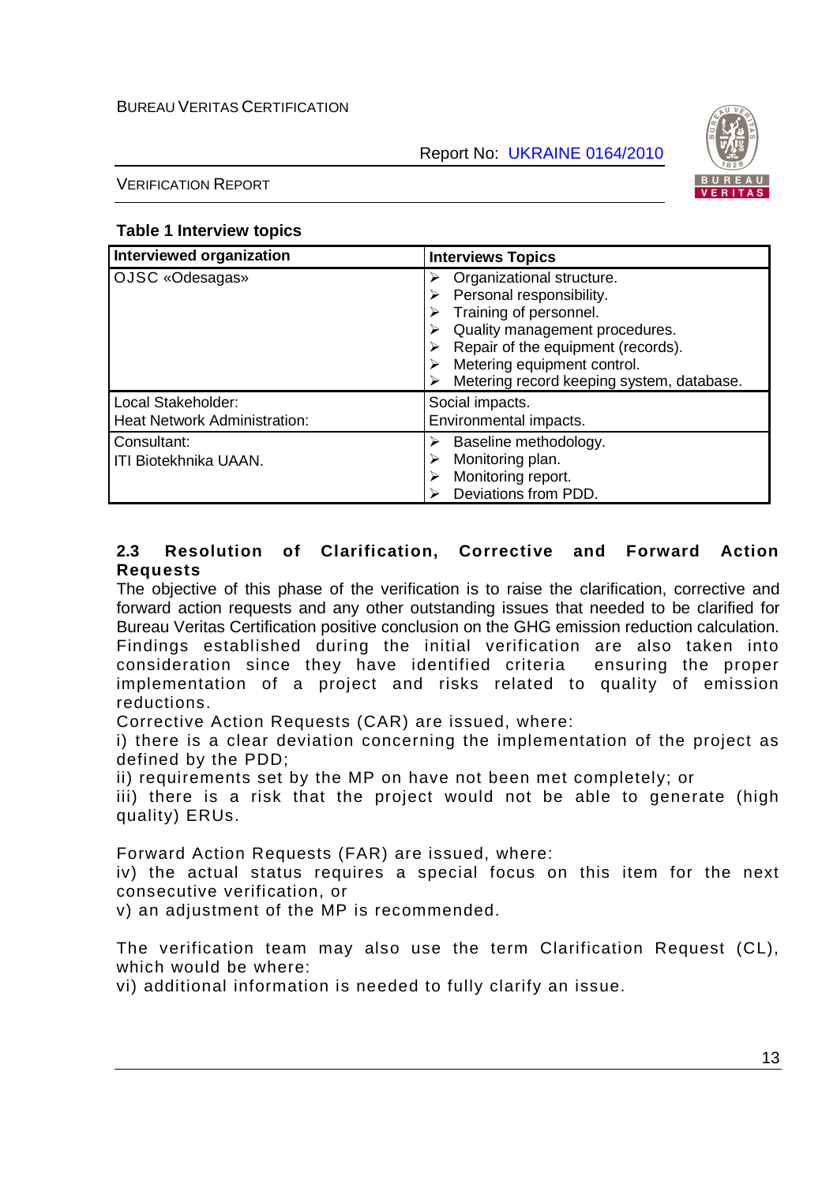**Table 1 Interview topics**

| Interviewed organization | Interviews Topics |
| --- | --- |
| OJSC «Odesagas» | ➢ Organizational structure.<br>➢ Personal responsibility.<br>➢ Training of personnel.<br>➢ Quality management procedures.<br>➢ Repair of the equipment (records).<br>➢ Metering equipment control.<br>➢ Metering record keeping system, database. |
| Local Stakeholder:<br>Heat Network Administration: | Social impacts.<br>Environmental impacts. |
| Consultant:<br>ITI Biotekhnika UAAN. | ➢ Baseline methodology.<br>➢ Monitoring plan.<br>➢ Monitoring report.<br>➢ Deviations from PDD. |

### 2.3 Resolution of Clarification, Corrective and Forward Action Requests

The objective of this phase of the verification is to raise the clarification, corrective and forward action requests and any other outstanding issues that needed to be clarified for Bureau Veritas Certification positive conclusion on the GHG emission reduction calculation. Findings established during the initial verification are also taken into consideration since they have identified criteria ensuring the proper implementation of a project and risks related to quality of emission reductions.

Corrective Action Requests (CAR) are issued, where:

i) there is a clear deviation concerning the implementation of the project as defined by the PDD;

ii) requirements set by the MP on have not been met completely; or

iii) there is a risk that the project would not be able to generate (high quality) ERUs.

Forward Action Requests (FAR) are issued, where:

iv) the actual status requires a special focus on this item for the next consecutive verification, or

v) an adjustment of the MP is recommended.

The verification team may also use the term Clarification Request (CL), which would be where:

vi) additional information is needed to fully clarify an issue.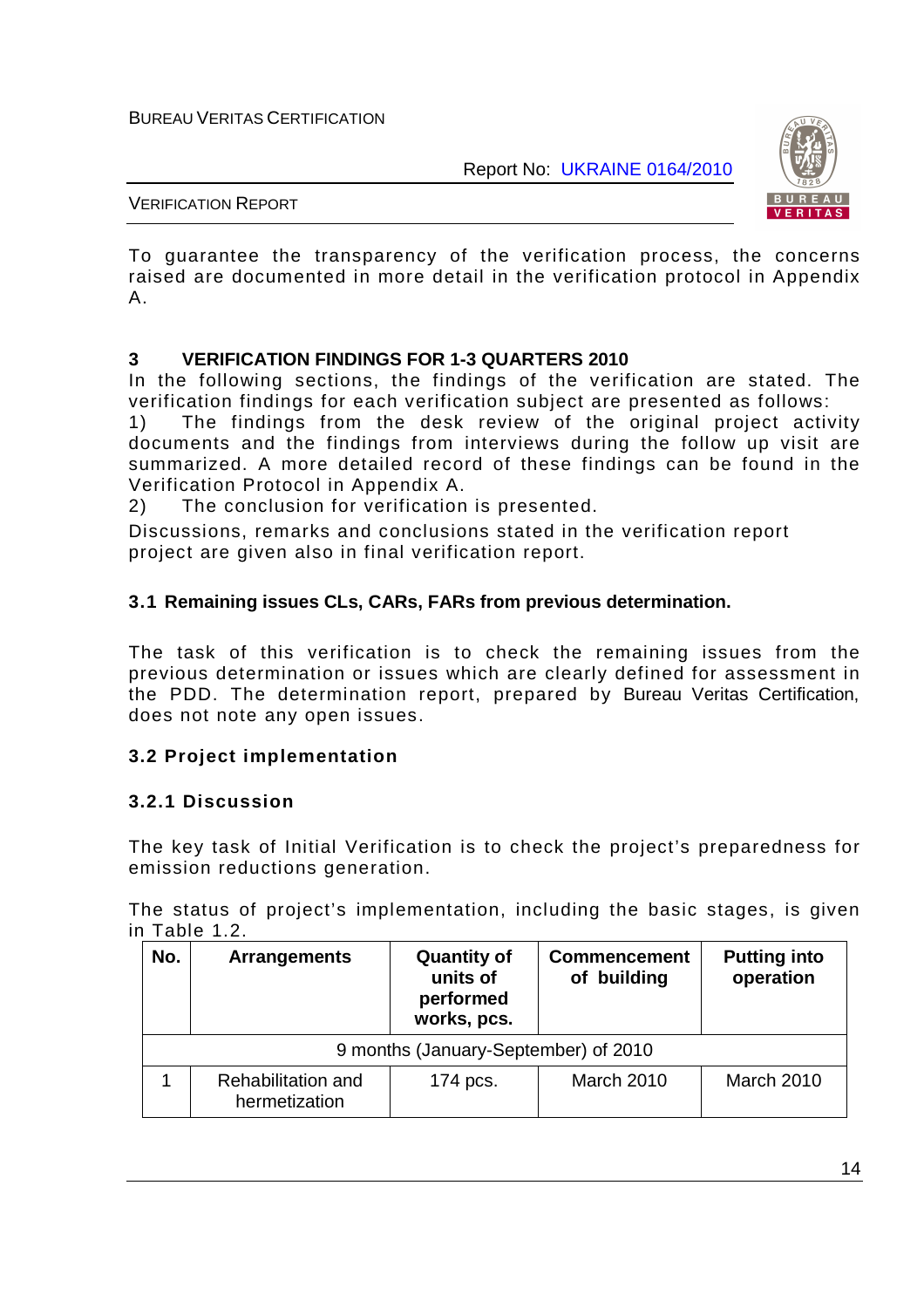To guarantee the transparency of the verification process, the concerns raised are documented in more detail in the verification protocol in Appendix A.

# 3 VERIFICATION FINDINGS FOR 1-3 QUARTERS 2010

In the following sections, the findings of the verification are stated. The verification findings for each verification subject are presented as follows:

1) The findings from the desk review of the original project activity documents and the findings from interviews during the follow up visit are summarized. A more detailed record of these findings can be found in the Verification Protocol in Appendix A.

2) The conclusion for verification is presented.

Discussions, remarks and conclusions stated in the verification report project are given also in final verification report.

## 3.1 Remaining issues CLs, CARs, FARs from previous determination.

The task of this verification is to check the remaining issues from the previous determination or issues which are clearly defined for assessment in the PDD. The determination report, prepared by Bureau Veritas Certification, does not note any open issues.

## 3.2 Project implementation

### 3.2.1 Discussion

The key task of Initial Verification is to check the project's preparedness for emission reductions generation.

The status of project's implementation, including the basic stages, is given in Table 1.2.

| No. | Arrangements | Quantity of units of performed works, pcs. | Commencement of building | Putting into operation |
|---|---|---|---|---|
| 9 months (January-September) of 2010 | | | | |
| 1 | Rehabilitation and hermetization | 174 pcs. | March 2010 | March 2010 |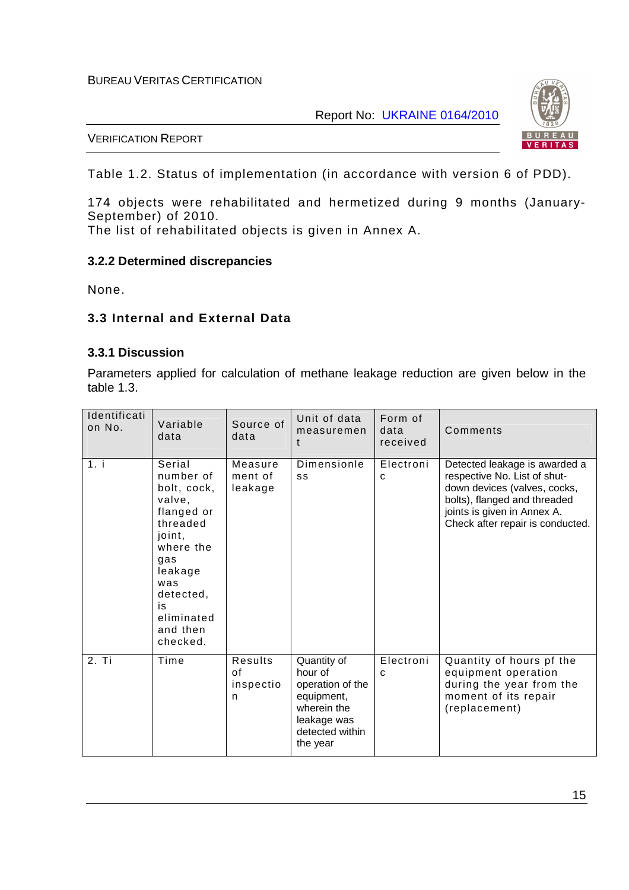Table 1.2. Status of implementation (in accordance with version 6 of PDD).

174 objects were rehabilitated and hermetized during 9 months (January-September) of 2010.
The list of rehabilitated objects is given in Annex A.

### 3.2.2 Determined discrepancies

None.

## 3.3 Internal and External Data

### 3.3.1 Discussion

Parameters applied for calculation of methane leakage reduction are given below in the table 1.3.

| Identification No. | Variable data | Source of data | Unit of data measurement | Form of data received | Comments |
|---|---|---|---|---|---|
| 1. i | Serial number of bolt, cock, valve, flanged or threaded joint, where the gas leakage was detected, is eliminated and then checked. | Measurement of leakage | Dimensionless | Electronic | Detected leakage is awarded a respective No. List of shut-down devices (valves, cocks, bolts), flanged and threaded joints is given in Annex A. Check after repair is conducted. |
| 2. Ti | Time | Results of inspection | Quantity of hour of operation of the equipment, wherein the leakage was detected within the year | Electronic | Quantity of hours pf the equipment operation during the year from the moment of its repair (replacement) |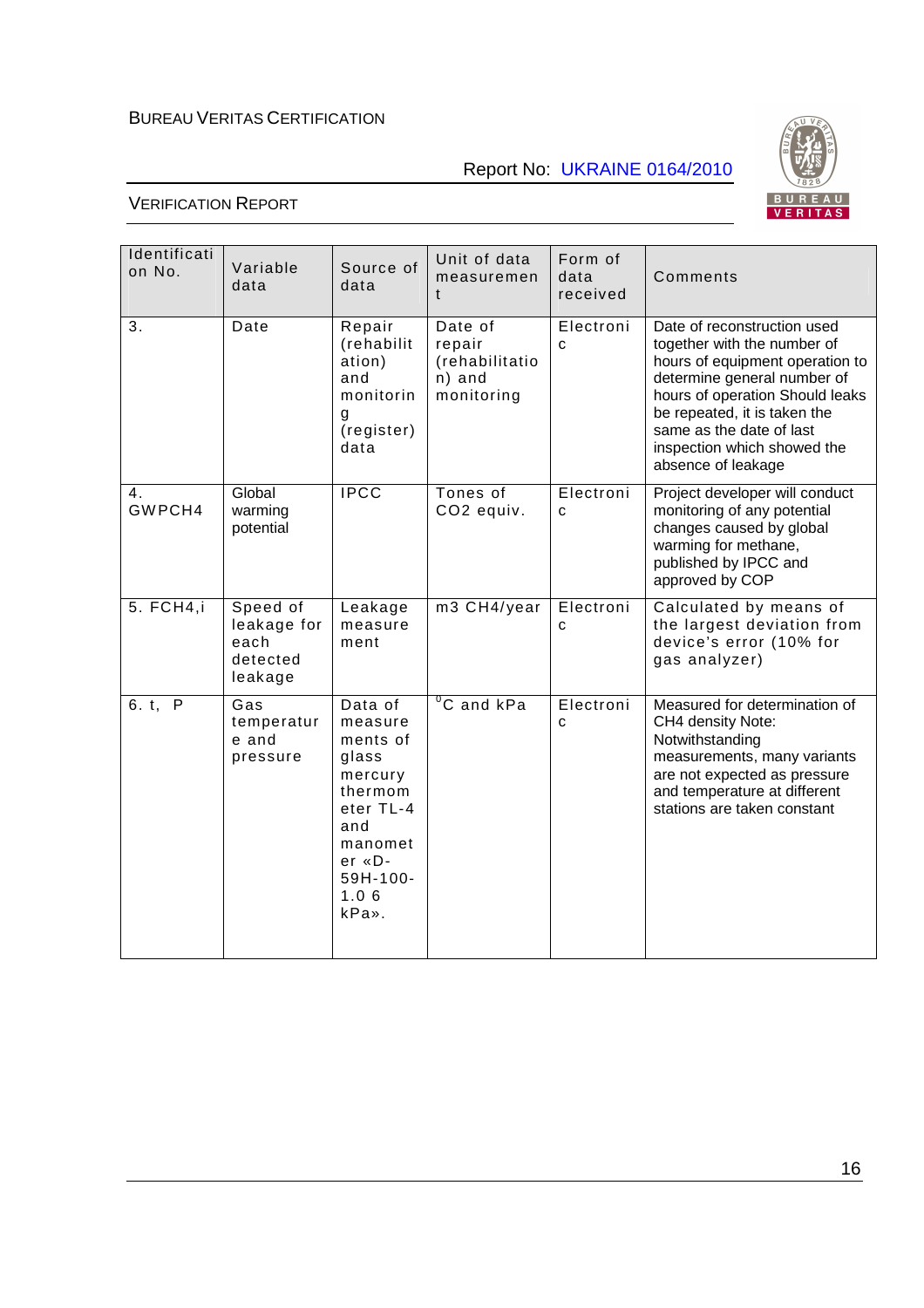| Identification No. | Variable data | Source of data | Unit of data measurement | Form of data received | Comments |
|---|---|---|---|---|---|
| 3. | Date | Repair (rehabilitation) and monitoring (register) data | Date of repair (rehabilitation) and monitoring | Electronic | Date of reconstruction used together with the number of hours of equipment operation to determine general number of hours of operation Should leaks be repeated, it is taken the same as the date of last inspection which showed the absence of leakage |
| 4. GWPCH4 | Global warming potential | IPCC | Tones of CO2 equiv. | Electronic | Project developer will conduct monitoring of any potential changes caused by global warming for methane, published by IPCC and approved by COP |
| 5. FCH4,i | Speed of leakage for each detected leakage | Leakage measurement | m3 CH4/year | Electronic | Calculated by means of the largest deviation from device's error (10% for gas analyzer) |
| 6. t, P | Gas temperature and pressure | Data of measurements of glass mercury thermometer TL-4 and manometer «D-59H-100-1.0 6 kPa». | $^{0}$C and kPa | Electronic | Measured for determination of CH4 density Note: Notwithstanding measurements, many variants are not expected as pressure and temperature at different stations are taken constant |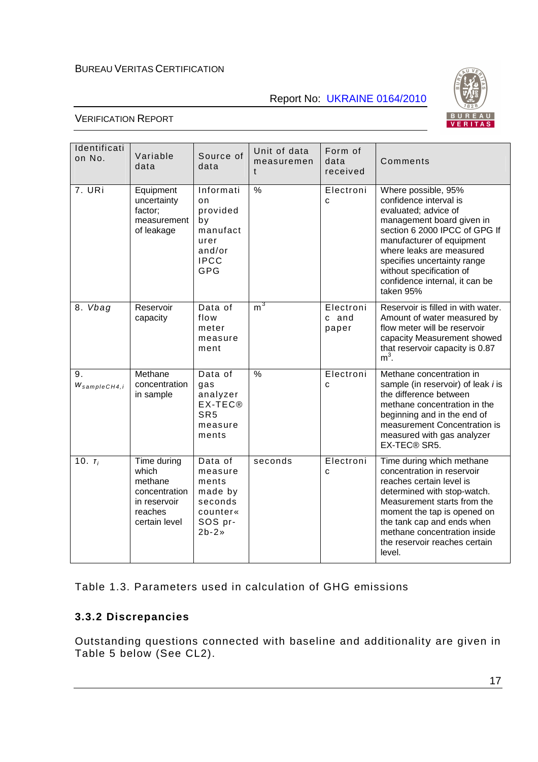| Identification No. | Variable data | Source of data | Unit of data measurement | Form of data received | Comments |
|---|---|---|---|---|---|
| 7. URi | Equipment uncertainty factor; measurement of leakage | Information provided by manufacturer and/or IPCC GPG | % | Electronic | Where possible, 95% confidence interval is evaluated; advice of management board given in section 6 2000 IPCC of GPG If manufacturer of equipment where leaks are measured specifies uncertainty range without specification of confidence internal, it can be taken 95% |
| 8. *Vbag* | Reservoir capacity | Data of flow meter measurement | $m^3$ | Electronic and paper | Reservoir is filled in with water. Amount of water measured by flow meter will be reservoir capacity Measurement showed that reservoir capacity is 0.87 $m^3$. |
| 9. $w_{sampleCH4,i}$ | Methane concentration in sample | Data of gas analyzer EX-TEC® SR5 measurements | % | Electronic | Methane concentration in sample (in reservoir) of leak *i* is the difference between methane concentration in the beginning and in the end of measurement Concentration is measured with gas analyzer EX-TEC® SR5. |
| 10. $T_i$ | Time during which methane concentration in reservoir reaches certain level | Data of measurements made by seconds counter« SOS pr-2b-2» | seconds | Electronic | Time during which methane concentration in reservoir reaches certain level is determined with stop-watch. Measurement starts from the moment the tap is opened on the tank cap and ends when methane concentration inside the reservoir reaches certain level. |

Table 1.3. Parameters used in calculation of GHG emissions

### 3.3.2 Discrepancies

Outstanding questions connected with baseline and additionality are given in Table 5 below (See CL2).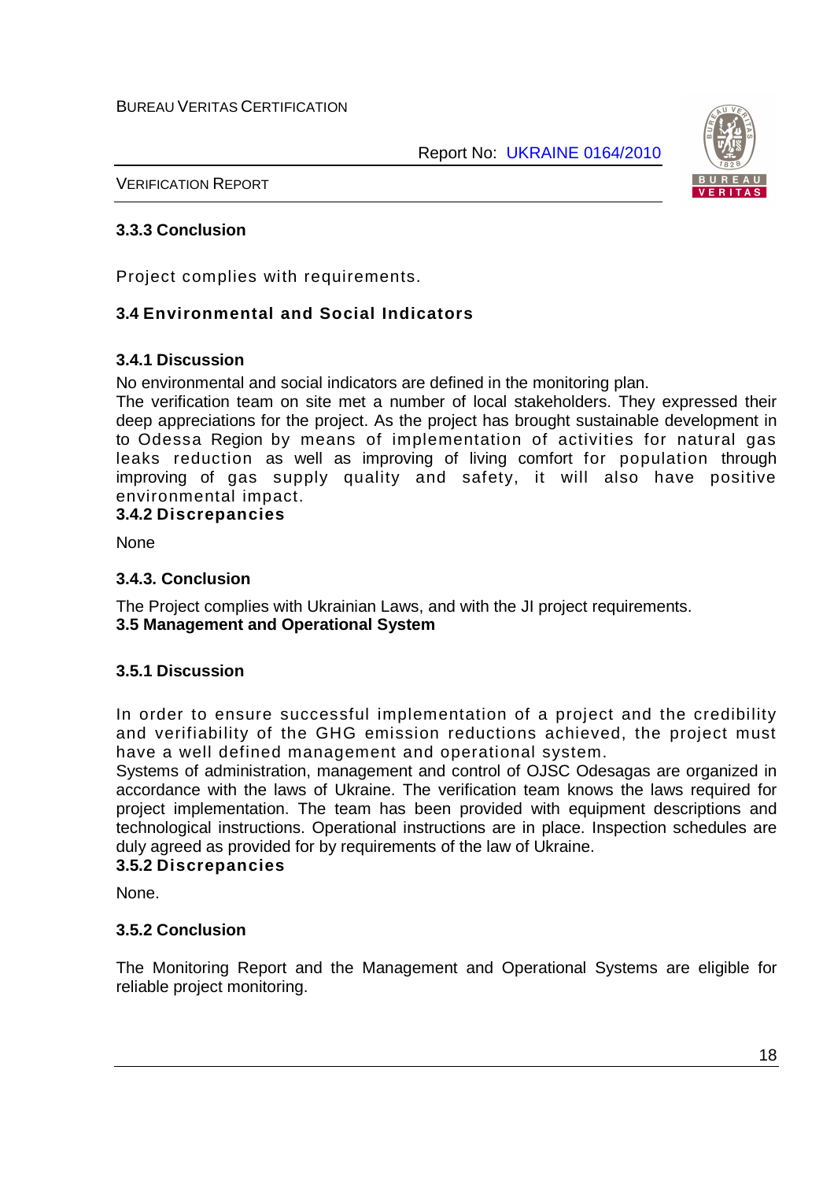### 3.3.3 Conclusion

Project complies with requirements.

## 3.4 Environmental and Social Indicators

### 3.4.1 Discussion

No environmental and social indicators are defined in the monitoring plan.
The verification team on site met a number of local stakeholders. They expressed their deep appreciations for the project. As the project has brought sustainable development in to Odessa Region by means of implementation of activities for natural gas leaks reduction as well as improving of living comfort for population through improving of gas supply quality and safety, it will also have positive environmental impact.

### 3.4.2 Discrepancies

None

### 3.4.3. Conclusion

The Project complies with Ukrainian Laws, and with the JI project requirements.

## 3.5 Management and Operational System

### 3.5.1 Discussion

In order to ensure successful implementation of a project and the credibility and verifiability of the GHG emission reductions achieved, the project must have a well defined management and operational system.
Systems of administration, management and control of OJSC Odesagas are organized in accordance with the laws of Ukraine. The verification team knows the laws required for project implementation. The team has been provided with equipment descriptions and technological instructions. Operational instructions are in place. Inspection schedules are duly agreed as provided for by requirements of the law of Ukraine.

### 3.5.2 Discrepancies

None.

### 3.5.2 Conclusion

The Monitoring Report and the Management and Operational Systems are eligible for reliable project monitoring.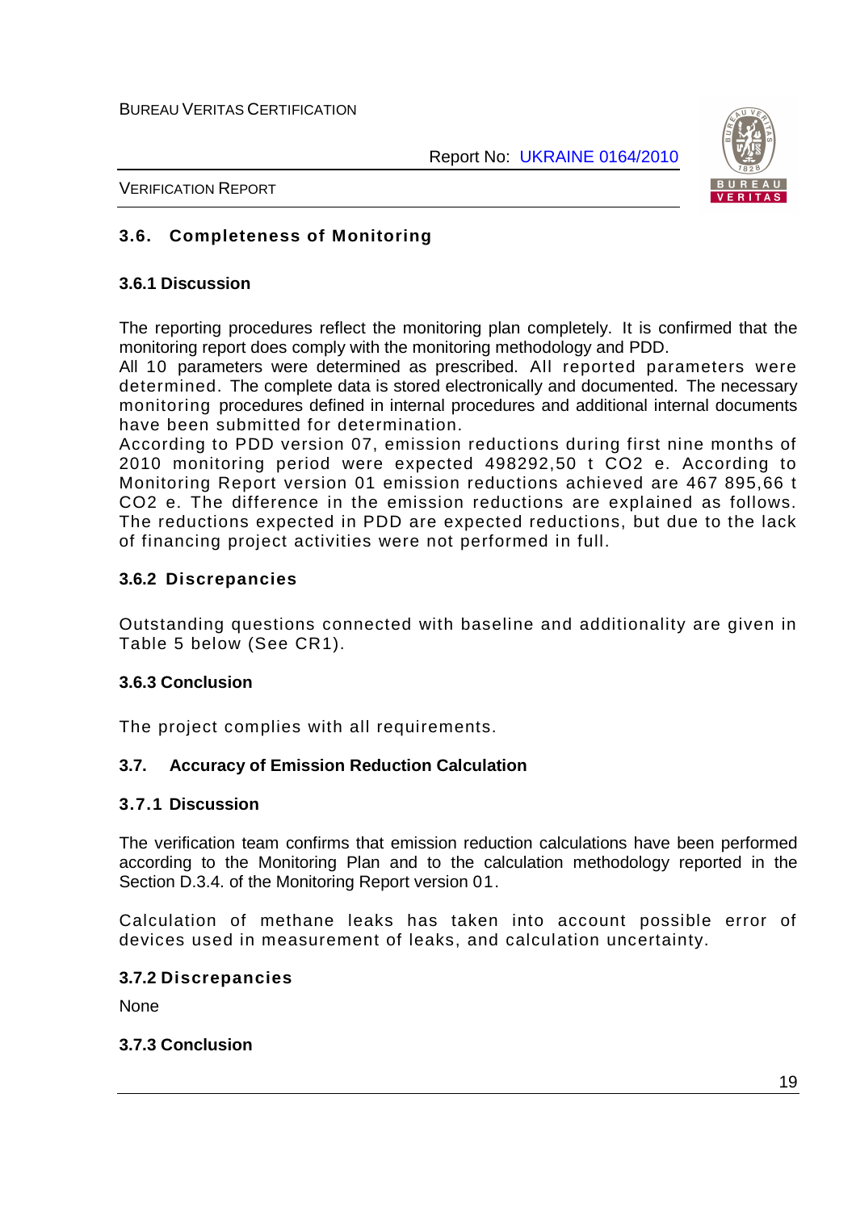## 3.6. Completeness of Monitoring

### 3.6.1 Discussion

The reporting procedures reflect the monitoring plan completely. It is confirmed that the monitoring report does comply with the monitoring methodology and PDD.
All 10 parameters were determined as prescribed. All reported parameters were determined. The complete data is stored electronically and documented. The necessary monitoring procedures defined in internal procedures and additional internal documents have been submitted for determination.
According to PDD version 07, emission reductions during first nine months of 2010 monitoring period were expected 498292,50 t CO2 e. According to Monitoring Report version 01 emission reductions achieved are 467 895,66 t CO2 e. The difference in the emission reductions are explained as follows. The reductions expected in PDD are expected reductions, but due to the lack of financing project activities were not performed in full.

### 3.6.2 Discrepancies

Outstanding questions connected with baseline and additionality are given in Table 5 below (See CR1).

### 3.6.3 Conclusion

The project complies with all requirements.

## 3.7. Accuracy of Emission Reduction Calculation

### 3.7.1 Discussion

The verification team confirms that emission reduction calculations have been performed according to the Monitoring Plan and to the calculation methodology reported in the Section D.3.4. of the Monitoring Report version 01.

Calculation of methane leaks has taken into account possible error of devices used in measurement of leaks, and calculation uncertainty.

### 3.7.2 Discrepancies

None

### 3.7.3 Conclusion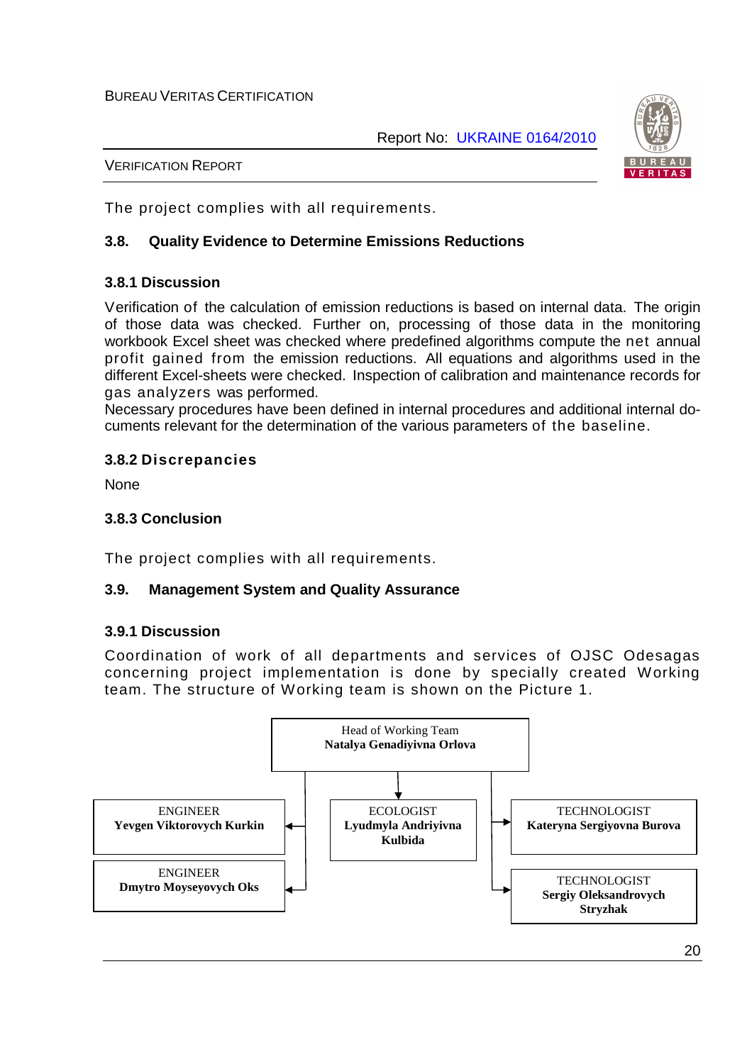The project complies with all requirements.

### 3.8. Quality Evidence to Determine Emissions Reductions

#### 3.8.1 Discussion

Verification of the calculation of emission reductions is based on internal data. The origin of those data was checked. Further on, processing of those data in the monitoring workbook Excel sheet was checked where predefined algorithms compute the net annual profit gained from the emission reductions. All equations and algorithms used in the different Excel-sheets were checked. Inspection of calibration and maintenance records for gas analyzers was performed.
Necessary procedures have been defined in internal procedures and additional internal documents relevant for the determination of the various parameters of the baseline.

#### 3.8.2 Discrepancies

None

#### 3.8.3 Conclusion

The project complies with all requirements.

### 3.9. Management System and Quality Assurance

#### 3.9.1 Discussion

Coordination of work of all departments and services of OJSC Odesagas concerning project implementation is done by specially created Working team. The structure of Working team is shown on the Picture 1.

Head of Working Team
**Natalya Genadiyivna Orlova**

ENGINEER
**Yevgen Viktorovych Kurkin**

ENGINEER
**Dmytro Moyseyovych Oks**

ECOLOGIST
**Lyudmyla Andriyivna Kulbida**

TECHNOLOGIST
**Kateryna Sergiyovna Burova**

TECHNOLOGIST
**Sergiy Oleksandrovych Stryzhak**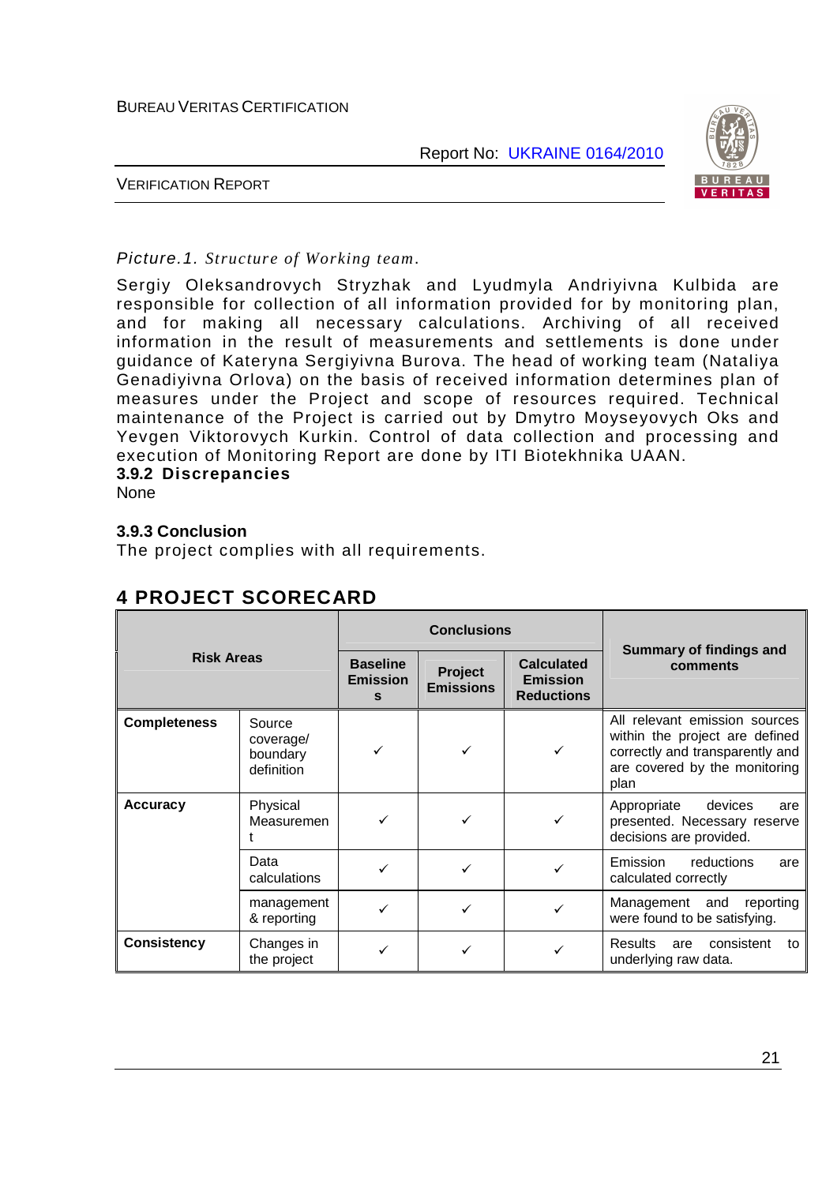*Picture.1. Structure of Working team.*

Sergiy Oleksandrovych Stryzhak and Lyudmyla Andriyivna Kulbida are responsible for collection of all information provided for by monitoring plan, and for making all necessary calculations. Archiving of all received information in the result of measurements and settlements is done under guidance of Kateryna Sergiyivna Burova. The head of working team (Nataliya Genadiyivna Orlova) on the basis of received information determines plan of measures under the Project and scope of resources required. Technical maintenance of the Project is carried out by Dmytro Moyseyovych Oks and Yevgen Viktorovych Kurkin. Control of data collection and processing and execution of Monitoring Report are done by ITI Biotekhnika UAAN.

### 3.9.2 Discrepancies

None

### 3.9.3 Conclusion

The project complies with all requirements.

# 4 PROJECT SCORECARD

| Risk Areas | | Conclusions | | | Summary of findings and comments |
|---|---|---|---|---|---|
| | | Baseline Emissions | Project Emissions | Calculated Emission Reductions | |
| **Completeness** | Source coverage/ boundary definition | ✓ | ✓ | ✓ | All relevant emission sources within the project are defined correctly and transparently and are covered by the monitoring plan |
| **Accuracy** | Physical Measurement | ✓ | ✓ | ✓ | Appropriate devices are presented. Necessary reserve decisions are provided. |
| | Data calculations | ✓ | ✓ | ✓ | Emission reductions are calculated correctly |
| | management & reporting | ✓ | ✓ | ✓ | Management and reporting were found to be satisfying. |
| **Consistency** | Changes in the project | ✓ | ✓ | ✓ | Results are consistent to underlying raw data. |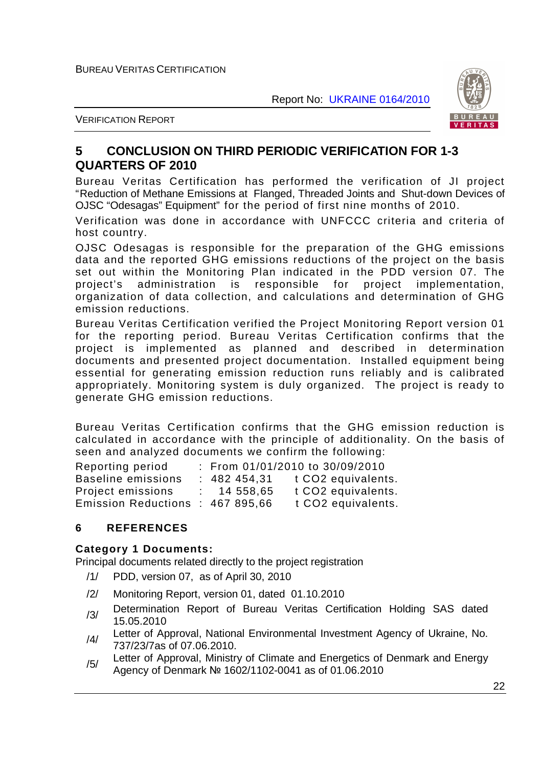## 5 CONCLUSION ON THIRD PERIODIC VERIFICATION FOR 1-3 QUARTERS OF 2010

Bureau Veritas Certification has performed the verification of JI project "Reduction of Methane Emissions at Flanged, Threaded Joints and Shut-down Devices of OJSC "Odesagas" Equipment" for the period of first nine months of 2010.

Verification was done in accordance with UNFCCC criteria and criteria of host country.

OJSC Odesagas is responsible for the preparation of the GHG emissions data and the reported GHG emissions reductions of the project on the basis set out within the Monitoring Plan indicated in the PDD version 07. The project's administration is responsible for project implementation, organization of data collection, and calculations and determination of GHG emission reductions.

Bureau Veritas Certification verified the Project Monitoring Report version 01 for the reporting period. Bureau Veritas Certification confirms that the project is implemented as planned and described in determination documents and presented project documentation. Installed equipment being essential for generating emission reduction runs reliably and is calibrated appropriately. Monitoring system is duly organized. The project is ready to generate GHG emission reductions.

Bureau Veritas Certification confirms that the GHG emission reduction is calculated in accordance with the principle of additionality. On the basis of seen and analyzed documents we confirm the following:

| | | |
|---|---|---|
| Reporting period | : From 01/01/2010 to 30/09/2010 | |
| Baseline emissions | : 482 454,31 | t CO2 equivalents. |
| Project emissions | : 14 558,65 | t CO2 equivalents. |
| Emission Reductions | : 467 895,66 | t CO2 equivalents. |

## 6 REFERENCES

**Category 1 Documents:**

Principal documents related directly to the project registration

/1/ PDD, version 07, as of April 30, 2010

/2/ Monitoring Report, version 01, dated 01.10.2010

/3/ Determination Report of Bureau Veritas Certification Holding SAS dated 15.05.2010

/4/ Letter of Approval, National Environmental Investment Agency of Ukraine, No. 737/23/7as of 07.06.2010.

/5/ Letter of Approval, Ministry of Climate and Energetics of Denmark and Energy Agency of Denmark № 1602/1102-0041 as of 01.06.2010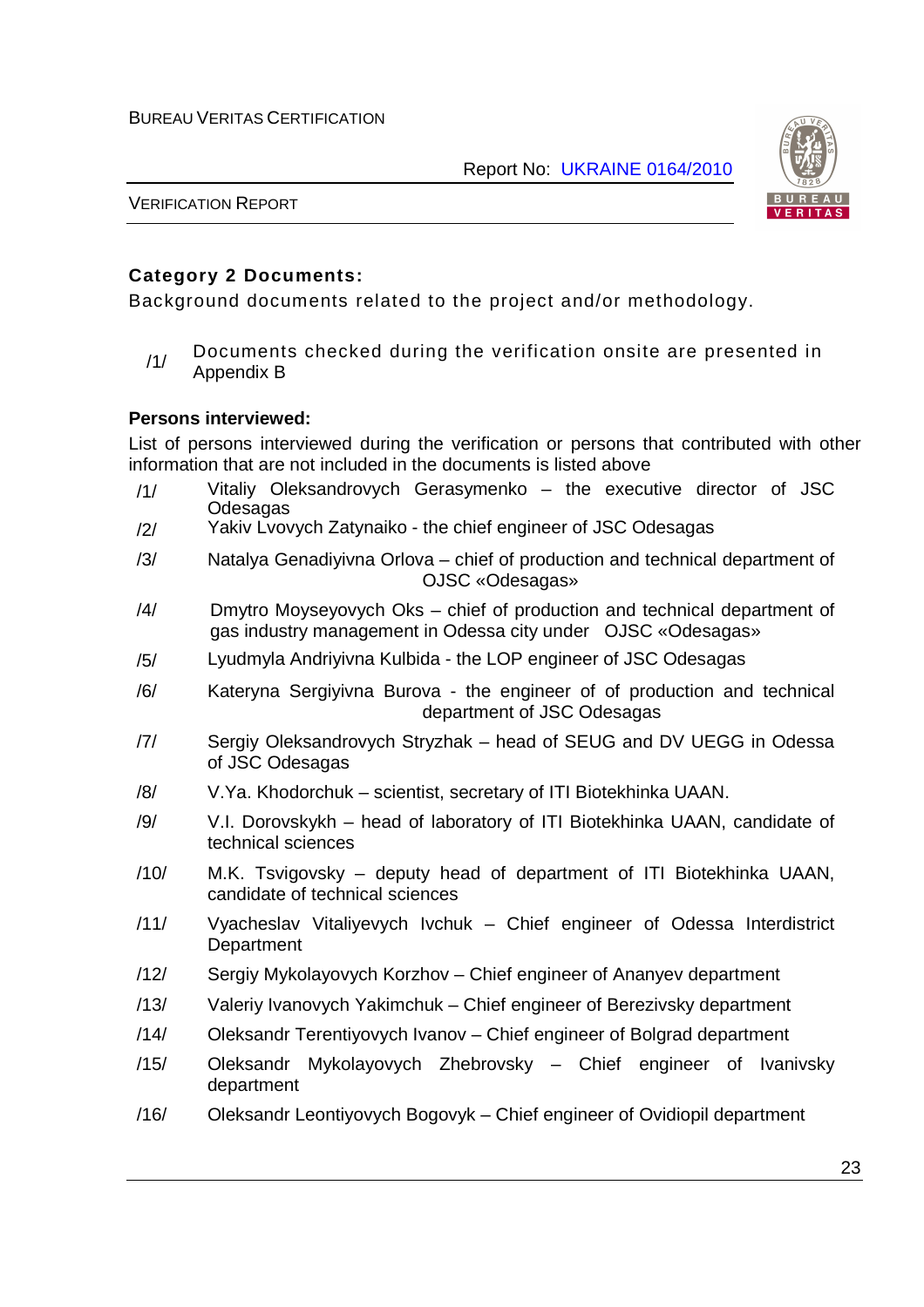**Category 2 Documents:**

Background documents related to the project and/or methodology.

/1/ Documents checked during the verification onsite are presented in Appendix B

**Persons interviewed:**

List of persons interviewed during the verification or persons that contributed with other information that are not included in the documents is listed above

/1/ Vitaliy Oleksandrovych Gerasymenko – the executive director of JSC Odesagas

/2/ Yakiv Lvovych Zatynaiko - the chief engineer of JSC Odesagas

/3/ Natalya Genadiyivna Orlova – chief of production and technical department of OJSC «Odesagas»

/4/ Dmytro Moyseyovych Oks – chief of production and technical department of gas industry management in Odessa city under OJSC «Odesagas»

/5/ Lyudmyla Andriyivna Kulbida - the LOP engineer of JSC Odesagas

/6/ Kateryna Sergiyivna Burova - the engineer of of production and technical department of JSC Odesagas

/7/ Sergiy Oleksandrovych Stryzhak – head of SEUG and DV UEGG in Odessa of JSC Odesagas

/8/ V.Ya. Khodorchuk – scientist, secretary of ITI Biotekhinka UAAN.

/9/ V.I. Dorovskykh – head of laboratory of ITI Biotekhinka UAAN, candidate of technical sciences

/10/ M.K. Tsvigovsky – deputy head of department of ITI Biotekhinka UAAN, candidate of technical sciences

/11/ Vyacheslav Vitaliyevych Ivchuk – Chief engineer of Odessa Interdistrict Department

/12/ Sergiy Mykolayovych Korzhov – Chief engineer of Ananyev department

/13/ Valeriy Ivanovych Yakimchuk – Chief engineer of Berezivsky department

/14/ Oleksandr Terentiyovych Ivanov – Chief engineer of Bolgrad department

/15/ Oleksandr Mykolayovych Zhebrovsky – Chief engineer of Ivanivsky department

/16/ Oleksandr Leontiyovych Bogovyk – Chief engineer of Ovidiopil department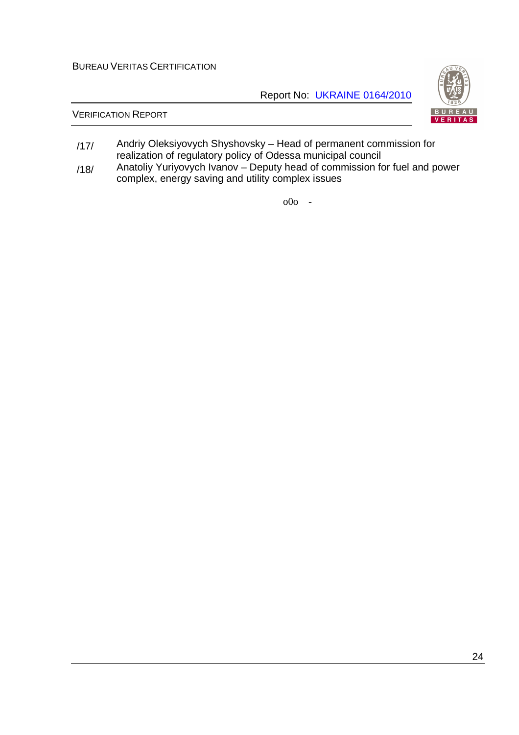/17/ Andriy Oleksiyovych Shyshovsky – Head of permanent commission for realization of regulatory policy of Odessa municipal council

/18/ Anatoliy Yuriyovych Ivanov – Deputy head of commission for fuel and power complex, energy saving and utility complex issues

o0o -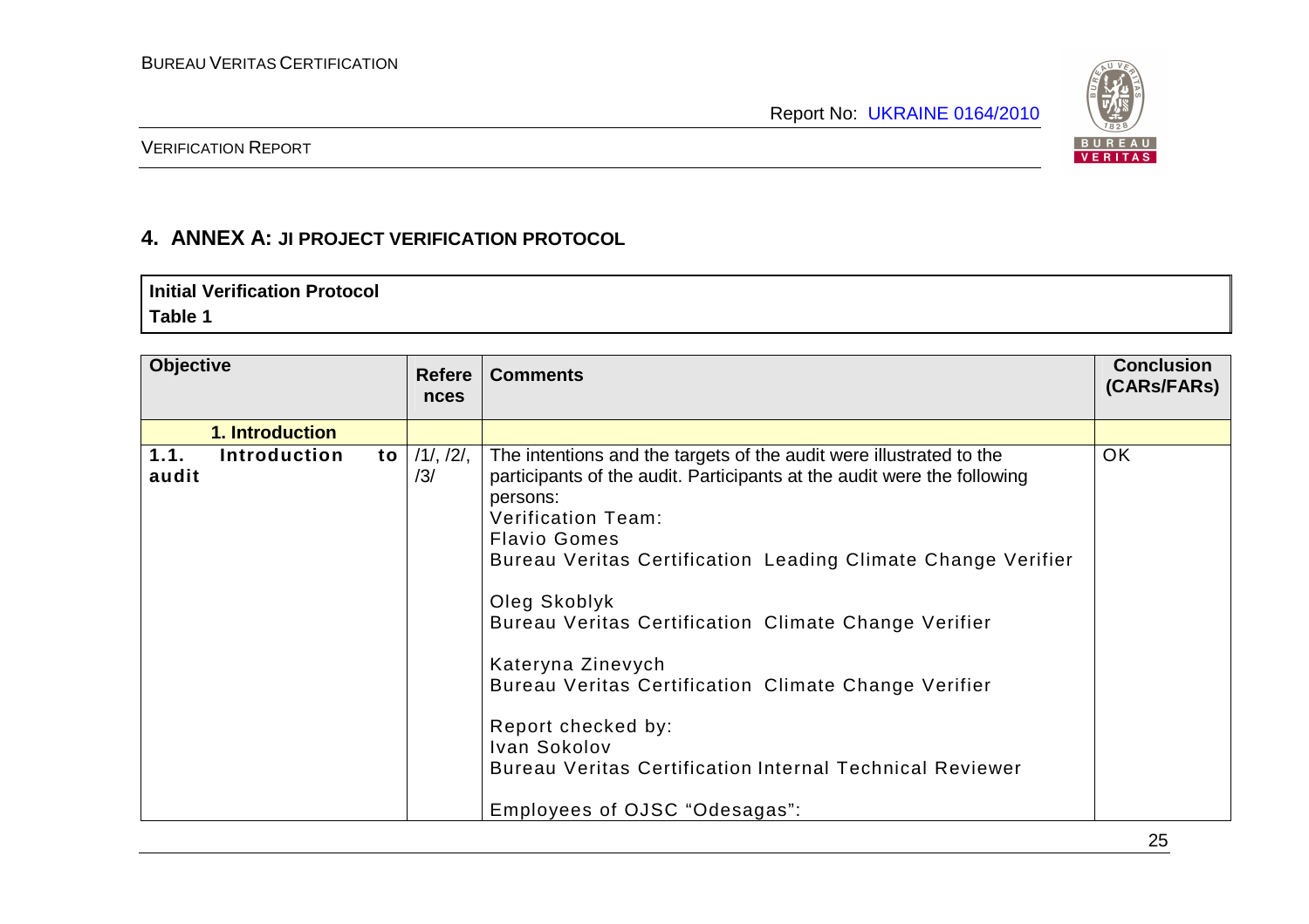## 4. ANNEX A: JI PROJECT VERIFICATION PROTOCOL

| Initial Verification Protocol |
|---|
| Table 1 |

| Objective | References | Comments | Conclusion (CARs/FARs) |
|---|---|---|---|
| 1. Introduction | | | |
| 1.1. Introduction to audit | /1/, /2/, /3/ | The intentions and the targets of the audit were illustrated to the participants of the audit. Participants at the audit were the following persons:<br>Verification Team:<br>Flavio Gomes<br>Bureau Veritas Certification Leading Climate Change Verifier<br><br>Oleg Skoblyk<br>Bureau Veritas Certification Climate Change Verifier<br><br>Kateryna Zinevych<br>Bureau Veritas Certification Climate Change Verifier<br><br>Report checked by:<br>Ivan Sokolov<br>Bureau Veritas Certification Internal Technical Reviewer<br><br>Employees of OJSC "Odesagas": | OK |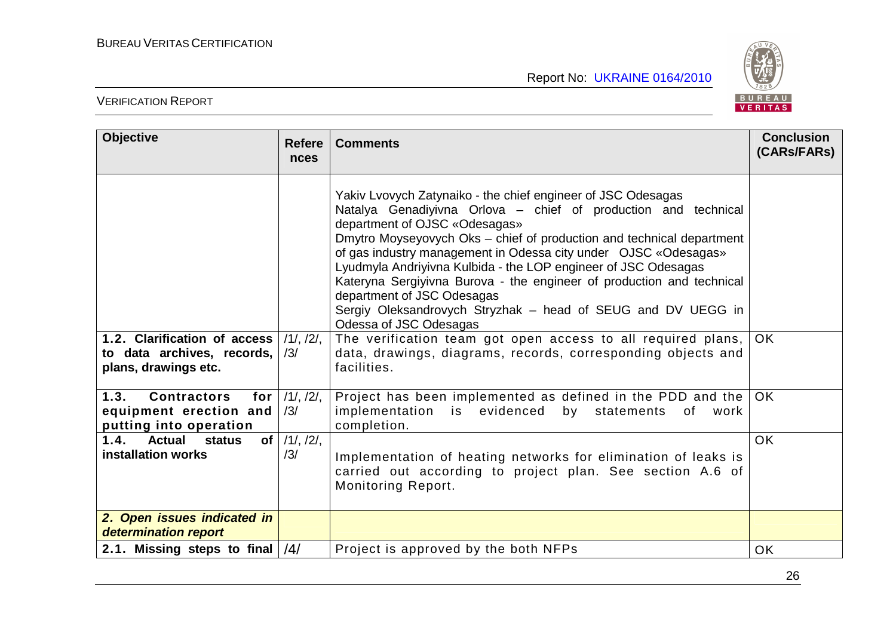| Objective | References | Comments | Conclusion (CARs/FARs) |
|---|---|---|---|
| | | Yakiv Lvovych Zatynaiko - the chief engineer of JSC Odesagas<br>Natalya Genadiyivna Orlova – chief of production and technical department of OJSC «Odesagas»<br>Dmytro Moyseyovych Oks – chief of production and technical department of gas industry management in Odessa city under OJSC «Odesagas»<br>Lyudmyla Andriyivna Kulbida - the LOP engineer of JSC Odesagas<br>Kateryna Sergiyivna Burova - the engineer of production and technical department of JSC Odesagas<br>Sergiy Oleksandrovych Stryzhak – head of SEUG and DV UEGG in Odessa of JSC Odesagas | |
| **1.2. Clarification of access to data archives, records, plans, drawings etc.** | /1/, /2/, /3/ | The verification team got open access to all required plans, data, drawings, diagrams, records, corresponding objects and facilities. | OK |
| **1.3. Contractors for equipment erection and putting into operation** | /1/, /2/, /3/ | Project has been implemented as defined in the PDD and the implementation is evidenced by statements of work completion. | OK |
| **1.4. Actual status of installation works** | /1/, /2/, /3/ | Implementation of heating networks for elimination of leaks is carried out according to project plan. See section A.6 of Monitoring Report. | OK |
| ***2. Open issues indicated in determination report*** | | | |
| **2.1. Missing steps to final** | /4/ | Project is approved by the both NFPs | OK |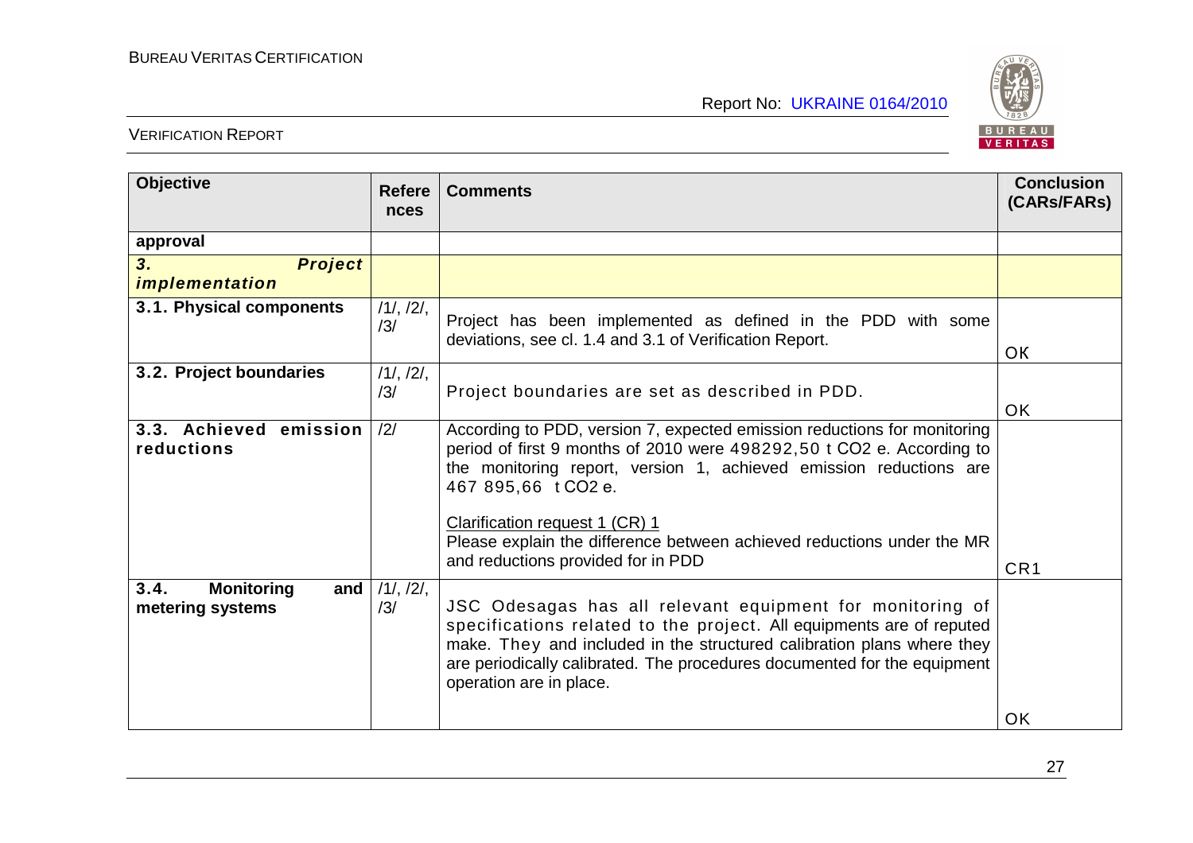| Objective | References | Comments | Conclusion (CARs/FARs) |
|---|---|---|---|
| **approval** | | | |
| ***3. Project implementation*** | | | |
| **3.1. Physical components** | /1/, /2/, /3/ | Project has been implemented as defined in the PDD with some deviations, see cl. 1.4 and 3.1 of Verification Report. | OK |
| **3.2. Project boundaries** | /1/, /2/, /3/ | Project boundaries are set as described in PDD. | OK |
| **3.3. Achieved emission reductions** | /2/ | According to PDD, version 7, expected emission reductions for monitoring period of first 9 months of 2010 were 498292,50 t CO2 e. According to the monitoring report, version 1, achieved emission reductions are 467 895,66 t CO2 e.<br><br><u>Clarification request 1 (CR) 1</u><br>Please explain the difference between achieved reductions under the MR and reductions provided for in PDD | CR1 |
| **3.4. Monitoring and metering systems** | /1/, /2/, /3/ | JSC Odesagas has all relevant equipment for monitoring of specifications related to the project. All equipments are of reputed make. They and included in the structured calibration plans where they are periodically calibrated. The procedures documented for the equipment operation are in place. | OK |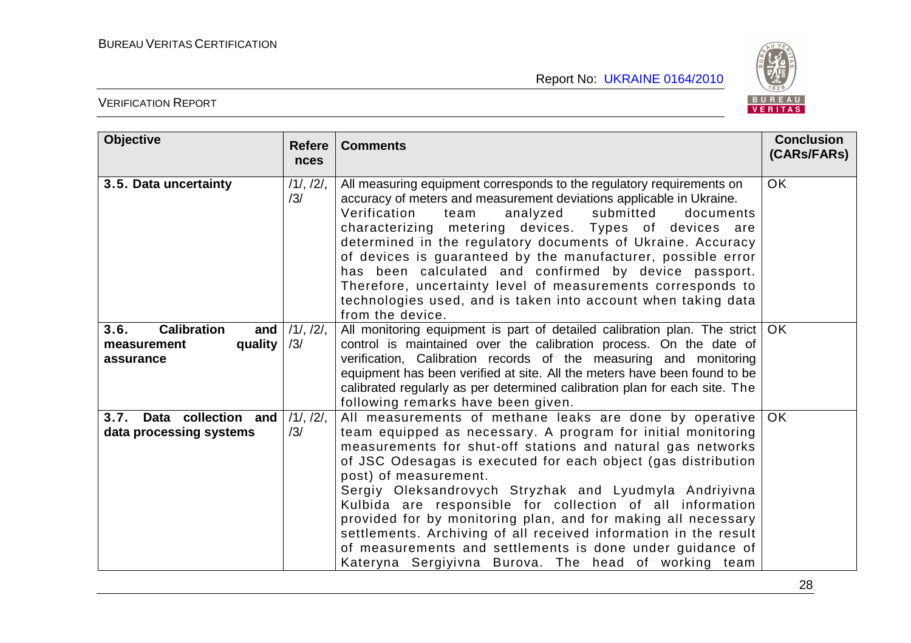| Objective | References | Comments | Conclusion (CARs/FARs) |
|---|---|---|---|
| **3.5. Data uncertainty** | /1/, /2/, /3/ | All measuring equipment corresponds to the regulatory requirements on accuracy of meters and measurement deviations applicable in Ukraine. Verification team analyzed submitted documents characterizing metering devices. Types of devices are determined in the regulatory documents of Ukraine. Accuracy of devices is guaranteed by the manufacturer, possible error has been calculated and confirmed by device passport. Therefore, uncertainty level of measurements corresponds to technologies used, and is taken into account when taking data from the device. | OK |
| **3.6. Calibration and measurement quality assurance** | /1/, /2/, /3/ | All monitoring equipment is part of detailed calibration plan. The strict control is maintained over the calibration process. On the date of verification, Calibration records of the measuring and monitoring equipment has been verified at site. All the meters have been found to be calibrated regularly as per determined calibration plan for each site. The following remarks have been given. | OK |
| **3.7. Data collection and data processing systems** | /1/, /2/, /3/ | All measurements of methane leaks are done by operative team equipped as necessary. A program for initial monitoring measurements for shut-off stations and natural gas networks of JSC Odesagas is executed for each object (gas distribution post) of measurement.<br>Sergiy Oleksandrovych Stryzhak and Lyudmyla Andriyivna Kulbida are responsible for collection of all information provided for by monitoring plan, and for making all necessary settlements. Archiving of all received information in the result of measurements and settlements is done under guidance of Kateryna Sergiyivna Burova. The head of working team | OK |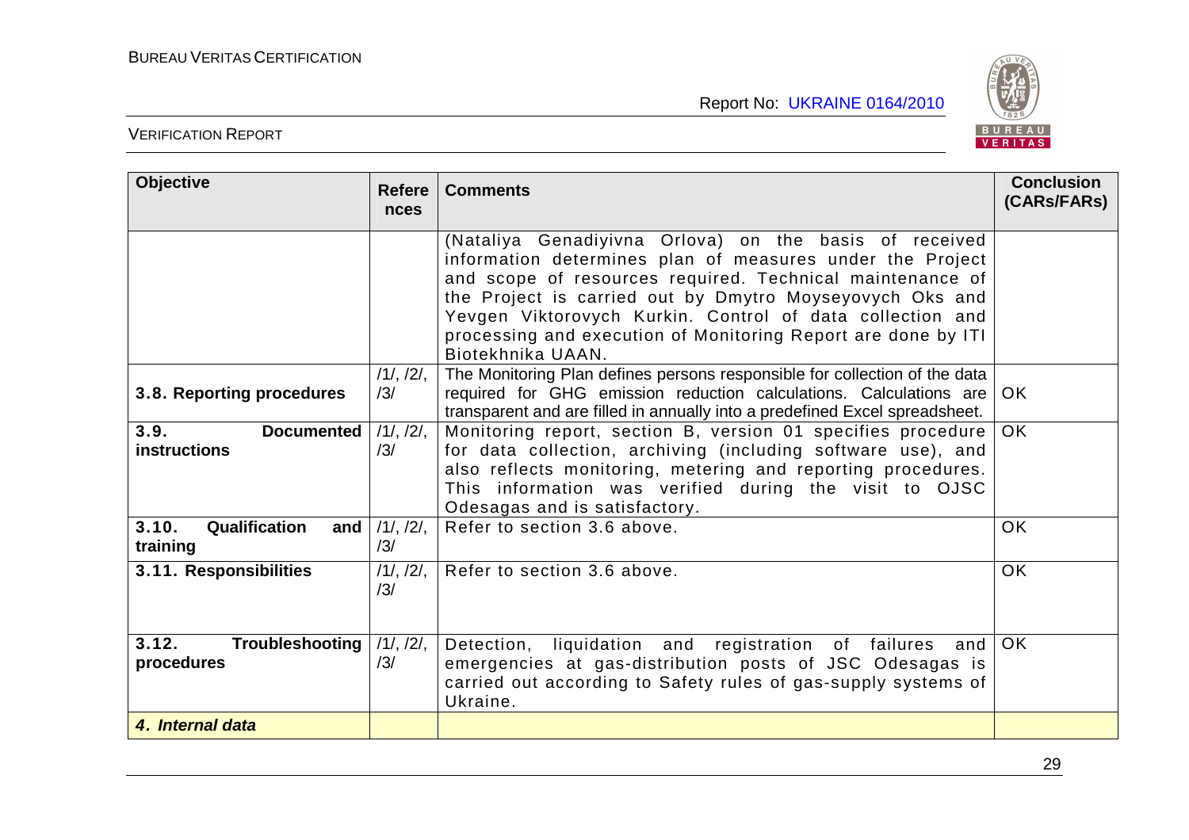| Objective | References | Comments | Conclusion (CARs/FARs) |
|---|---|---|---|
| | | (Nataliya Genadiyivna Orlova) on the basis of received information determines plan of measures under the Project and scope of resources required. Technical maintenance of the Project is carried out by Dmytro Moyseyovych Oks and Yevgen Viktorovych Kurkin. Control of data collection and processing and execution of Monitoring Report are done by ITI Biotekhnika UAAN. | |
| **3.8. Reporting procedures** | /1/, /2/, /3/ | The Monitoring Plan defines persons responsible for collection of the data required for GHG emission reduction calculations. Calculations are transparent and are filled in annually into a predefined Excel spreadsheet. | OK |
| **3.9. Documented instructions** | /1/, /2/, /3/ | Monitoring report, section B, version 01 specifies procedure for data collection, archiving (including software use), and also reflects monitoring, metering and reporting procedures. This information was verified during the visit to OJSC Odesagas and is satisfactory. | OK |
| **3.10. Qualification and training** | /1/, /2/, /3/ | Refer to section 3.6 above. | OK |
| **3.11. Responsibilities** | /1/, /2/, /3/ | Refer to section 3.6 above. | OK |
| **3.12. Troubleshooting procedures** | /1/, /2/, /3/ | Detection, liquidation and registration of failures and emergencies at gas-distribution posts of JSC Odesagas is carried out according to Safety rules of gas-supply systems of Ukraine. | OK |
| ***4. Internal data*** | | | |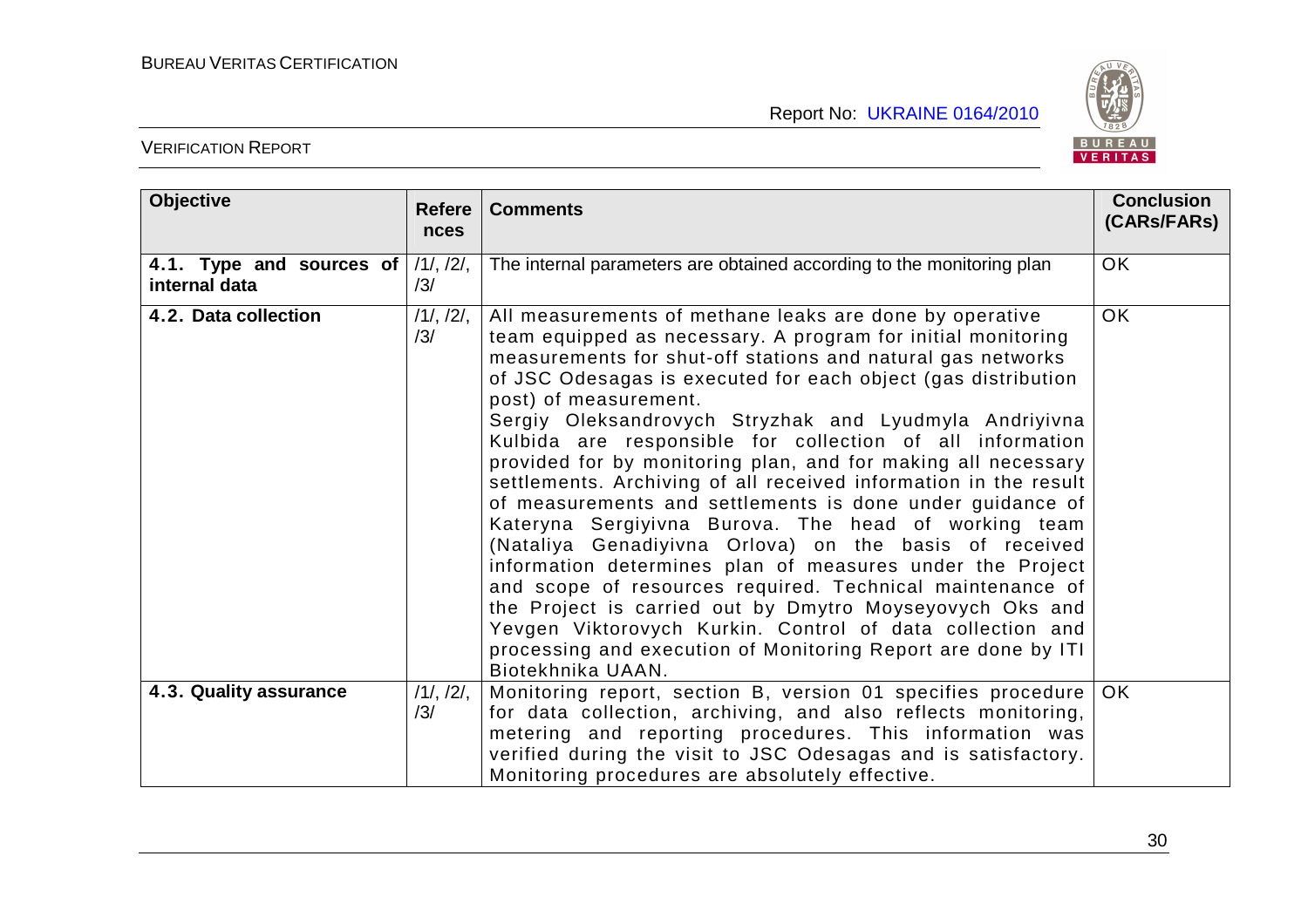| Objective | References | Comments | Conclusion (CARs/FARs) |
|---|---|---|---|
| **4.1. Type and sources of internal data** | /1/, /2/, /3/ | The internal parameters are obtained according to the monitoring plan | OK |
| **4.2. Data collection** | /1/, /2/, /3/ | All measurements of methane leaks are done by operative team equipped as necessary. A program for initial monitoring measurements for shut-off stations and natural gas networks of JSC Odesagas is executed for each object (gas distribution post) of measurement. Sergiy Oleksandrovych Stryzhak and Lyudmyla Andriyivna Kulbida are responsible for collection of all information provided for by monitoring plan, and for making all necessary settlements. Archiving of all received information in the result of measurements and settlements is done under guidance of Kateryna Sergiyivna Burova. The head of working team (Nataliya Genadiyivna Orlova) on the basis of received information determines plan of measures under the Project and scope of resources required. Technical maintenance of the Project is carried out by Dmytro Moyseyovych Oks and Yevgen Viktorovych Kurkin. Control of data collection and processing and execution of Monitoring Report are done by ITI Biotekhnika UAAN. | OK |
| **4.3. Quality assurance** | /1/, /2/, /3/ | Monitoring report, section B, version 01 specifies procedure for data collection, archiving, and also reflects monitoring, metering and reporting procedures. This information was verified during the visit to JSC Odesagas and is satisfactory. Monitoring procedures are absolutely effective. | OK |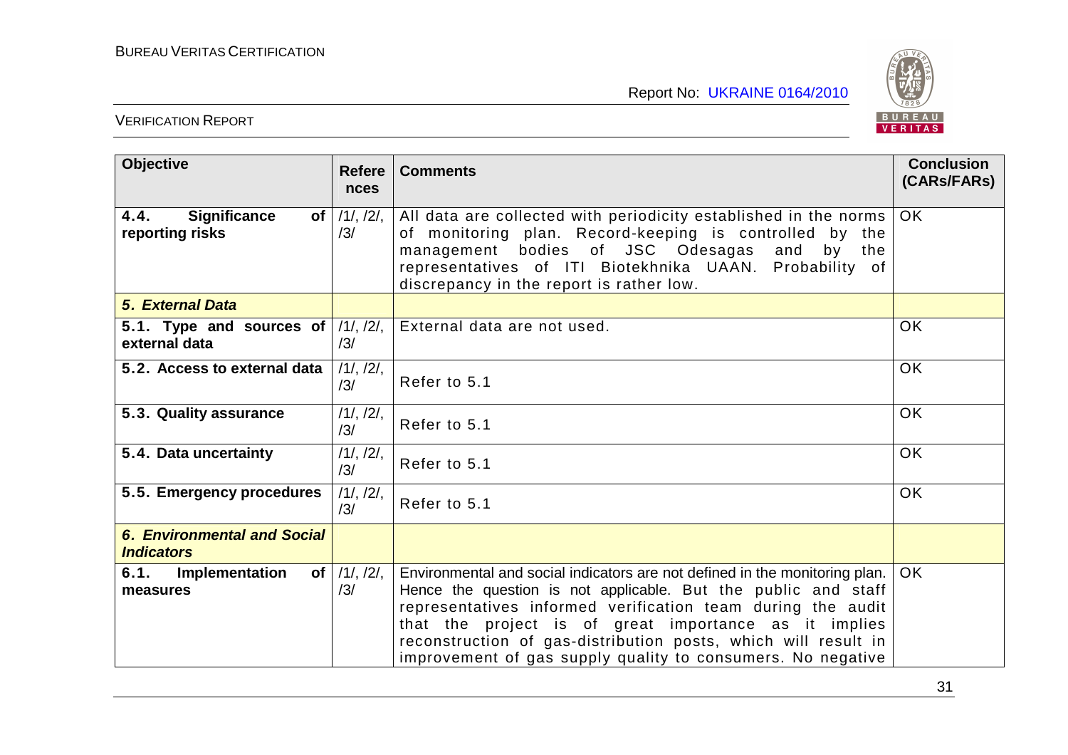| **Objective** | **References** | **Comments** | **Conclusion (CARs/FARs)** |
|---|---|---|---|
| **4.4. Significance of reporting risks** | /1/, /2/, /3/ | All data are collected with periodicity established in the norms of monitoring plan. Record-keeping is controlled by the management bodies of JSC Odesagas and by the representatives of ITI Biotekhnika UAAN. Probability of discrepancy in the report is rather low. | OK |
| ***5. External Data*** | | | |
| **5.1. Type and sources of external data** | /1/, /2/, /3/ | External data are not used. | OK |
| **5.2. Access to external data** | /1/, /2/, /3/ | Refer to 5.1 | OK |
| **5.3. Quality assurance** | /1/, /2/, /3/ | Refer to 5.1 | OK |
| **5.4. Data uncertainty** | /1/, /2/, /3/ | Refer to 5.1 | OK |
| **5.5. Emergency procedures** | /1/, /2/, /3/ | Refer to 5.1 | OK |
| ***6. Environmental and Social Indicators*** | | | |
| **6.1. Implementation of measures** | /1/, /2/, /3/ | Environmental and social indicators are not defined in the monitoring plan. Hence the question is not applicable. But the public and staff representatives informed verification team during the audit that the project is of great importance as it implies reconstruction of gas-distribution posts, which will result in improvement of gas supply quality to consumers. No negative | OK |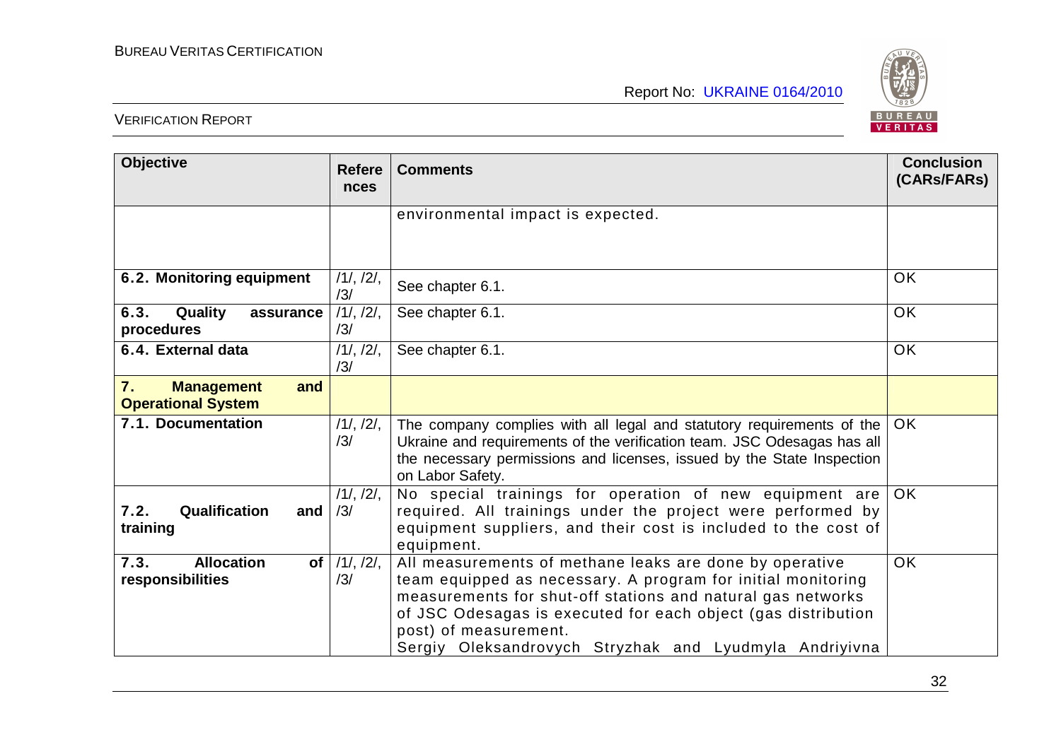| Objective | References | Comments | Conclusion (CARs/FARs) |
|---|---|---|---|
| | | environmental impact is expected. | |
| **6.2. Monitoring equipment** | /1/, /2/, /3/ | See chapter 6.1. | OK |
| **6.3. Quality assurance procedures** | /1/, /2/, /3/ | See chapter 6.1. | OK |
| **6.4. External data** | /1/, /2/, /3/ | See chapter 6.1. | OK |
| **7. Management and Operational System** | | | |
| **7.1. Documentation** | /1/, /2/, /3/ | The company complies with all legal and statutory requirements of the Ukraine and requirements of the verification team. JSC Odesagas has all the necessary permissions and licenses, issued by the State Inspection on Labor Safety. | OK |
| **7.2. Qualification and training** | /1/, /2/, /3/ | No special trainings for operation of new equipment are required. All trainings under the project were performed by equipment suppliers, and their cost is included to the cost of equipment. | OK |
| **7.3. Allocation of responsibilities** | /1/, /2/, /3/ | All measurements of methane leaks are done by operative team equipped as necessary. A program for initial monitoring measurements for shut-off stations and natural gas networks of JSC Odesagas is executed for each object (gas distribution post) of measurement. Sergiy Oleksandrovych Stryzhak and Lyudmyla Andriyivna | OK |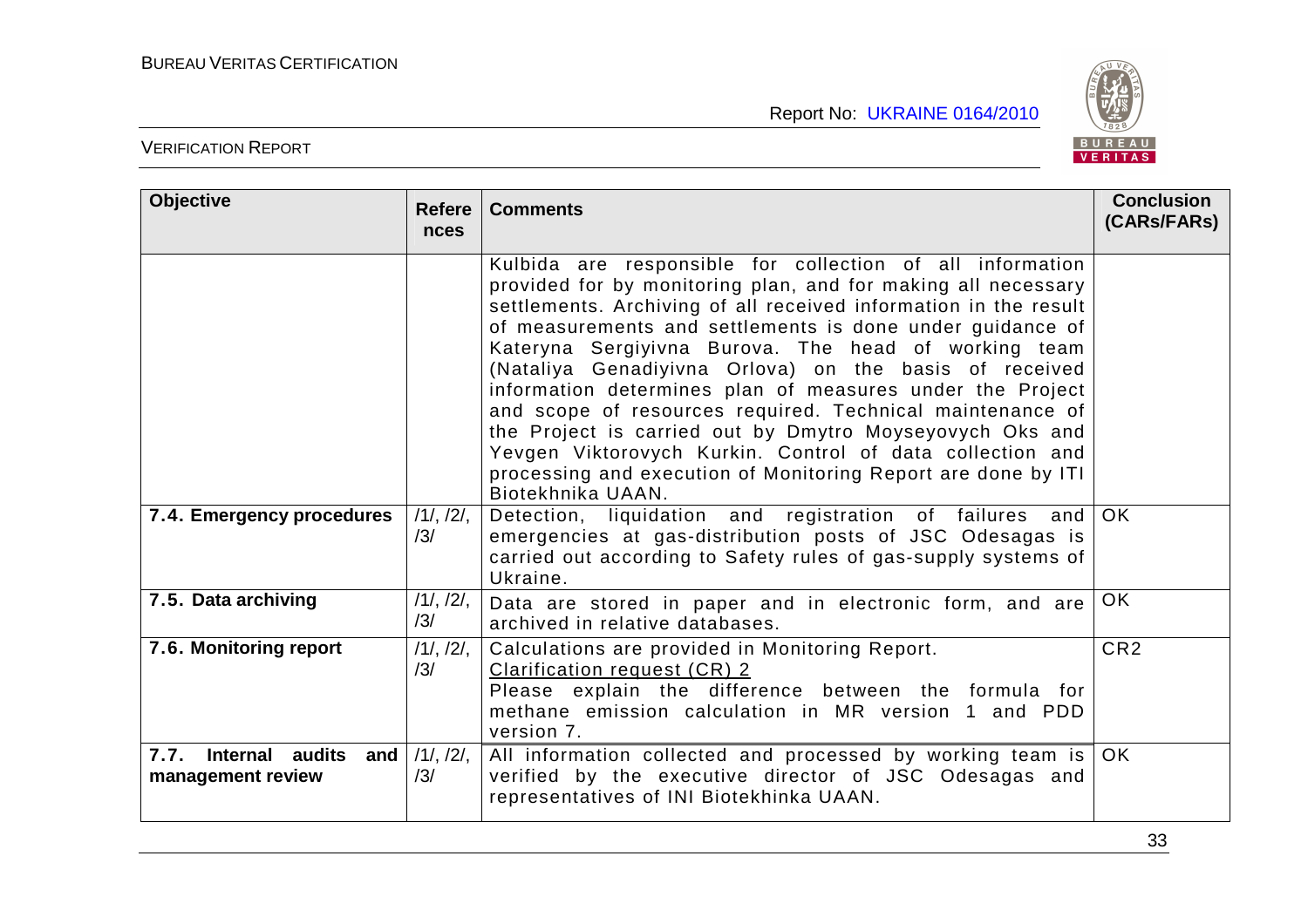| Objective | References | Comments | Conclusion (CARs/FARs) |
|---|---|---|---|
| | | Kulbida are responsible for collection of all information provided for by monitoring plan, and for making all necessary settlements. Archiving of all received information in the result of measurements and settlements is done under guidance of Kateryna Sergiyivna Burova. The head of working team (Nataliya Genadiyivna Orlova) on the basis of received information determines plan of measures under the Project and scope of resources required. Technical maintenance of the Project is carried out by Dmytro Moyseyovych Oks and Yevgen Viktorovych Kurkin. Control of data collection and processing and execution of Monitoring Report are done by ITI Biotekhnika UAAN. | |
| **7.4. Emergency procedures** | /1/, /2/, /3/ | Detection, liquidation and registration of failures and emergencies at gas-distribution posts of JSC Odesagas is carried out according to Safety rules of gas-supply systems of Ukraine. | OK |
| **7.5. Data archiving** | /1/, /2/, /3/ | Data are stored in paper and in electronic form, and are archived in relative databases. | OK |
| **7.6. Monitoring report** | /1/, /2/, /3/ | Calculations are provided in Monitoring Report.<br>Clarification request (CR) 2<br>Please explain the difference between the formula for methane emission calculation in MR version 1 and PDD version 7. | CR2 |
| **7.7. Internal audits and management review** | /1/, /2/, /3/ | All information collected and processed by working team is verified by the executive director of JSC Odesagas and representatives of INI Biotekhinka UAAN. | OK |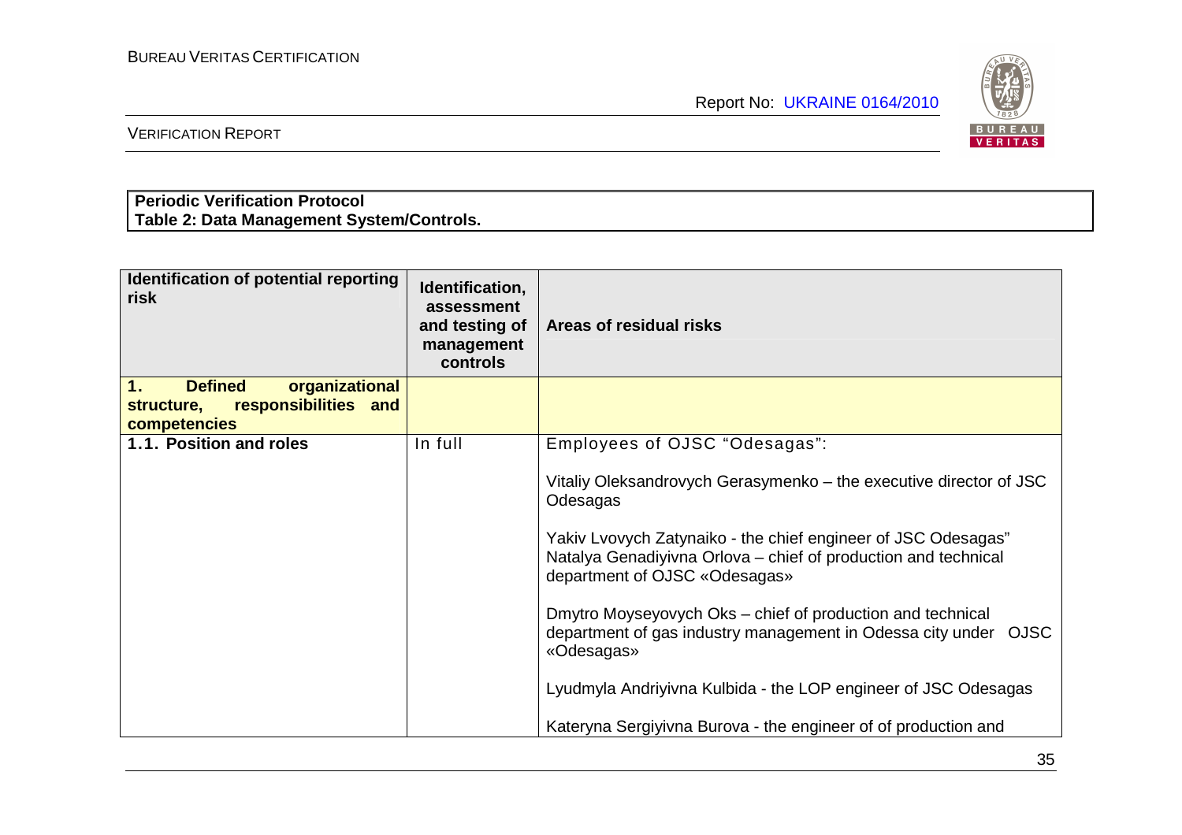**Periodic Verification Protocol**
**Table 2: Data Management System/Controls.**

| Identification of potential reporting risk | Identification, assessment and testing of management controls | Areas of residual risks |
|---|---|---|
| **1. Defined organizational structure, responsibilities and competencies** | | |
| **1.1. Position and roles** | In full | Employees of OJSC "Odesagas":<br><br>Vitaliy Oleksandrovych Gerasymenko – the executive director of JSC Odesagas<br><br>Yakiv Lvovych Zatynaiko - the chief engineer of JSC Odesagas"<br>Natalya Genadiyivna Orlova – chief of production and technical department of OJSC «Odesagas»<br><br>Dmytro Moyseyovych Oks – chief of production and technical department of gas industry management in Odessa city under OJSC «Odesagas»<br><br>Lyudmyla Andriyivna Kulbida - the LOP engineer of JSC Odesagas<br><br>Kateryna Sergiyivna Burova - the engineer of of production and |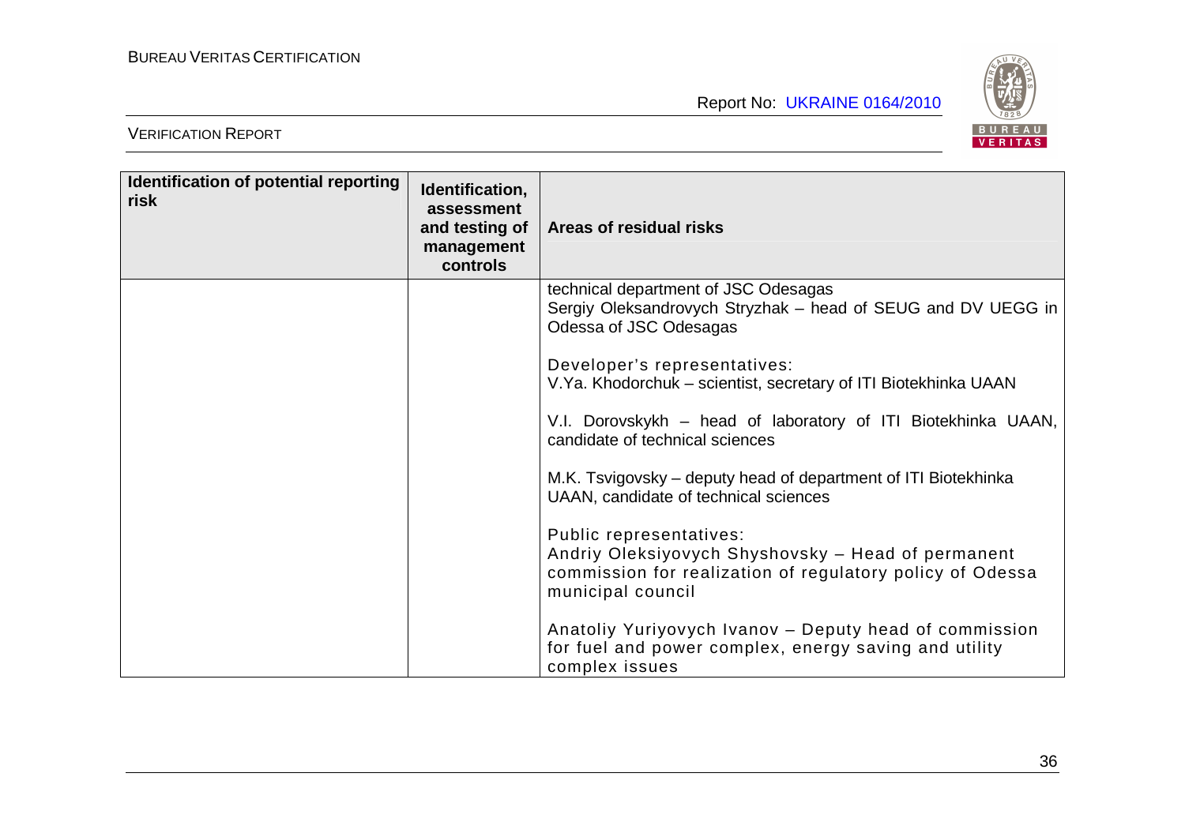| Identification of potential reporting risk | Identification, assessment and testing of management controls | Areas of residual risks |
|---|---|---|
| | | technical department of JSC Odesagas<br>Sergiy Oleksandrovych Stryzhak – head of SEUG and DV UEGG in Odessa of JSC Odesagas<br><br>Developer's representatives:<br>V.Ya. Khodorchuk – scientist, secretary of ITI Biotekhinka UAAN<br><br>V.I. Dorovskykh – head of laboratory of ITI Biotekhinka UAAN, candidate of technical sciences<br><br>M.K. Tsvigovsky – deputy head of department of ITI Biotekhinka UAAN, candidate of technical sciences<br><br>Public representatives:<br>Andriy Oleksiyovych Shyshovsky – Head of permanent commission for realization of regulatory policy of Odessa municipal council<br><br>Anatoliy Yuriyovych Ivanov – Deputy head of commission for fuel and power complex, energy saving and utility complex issues |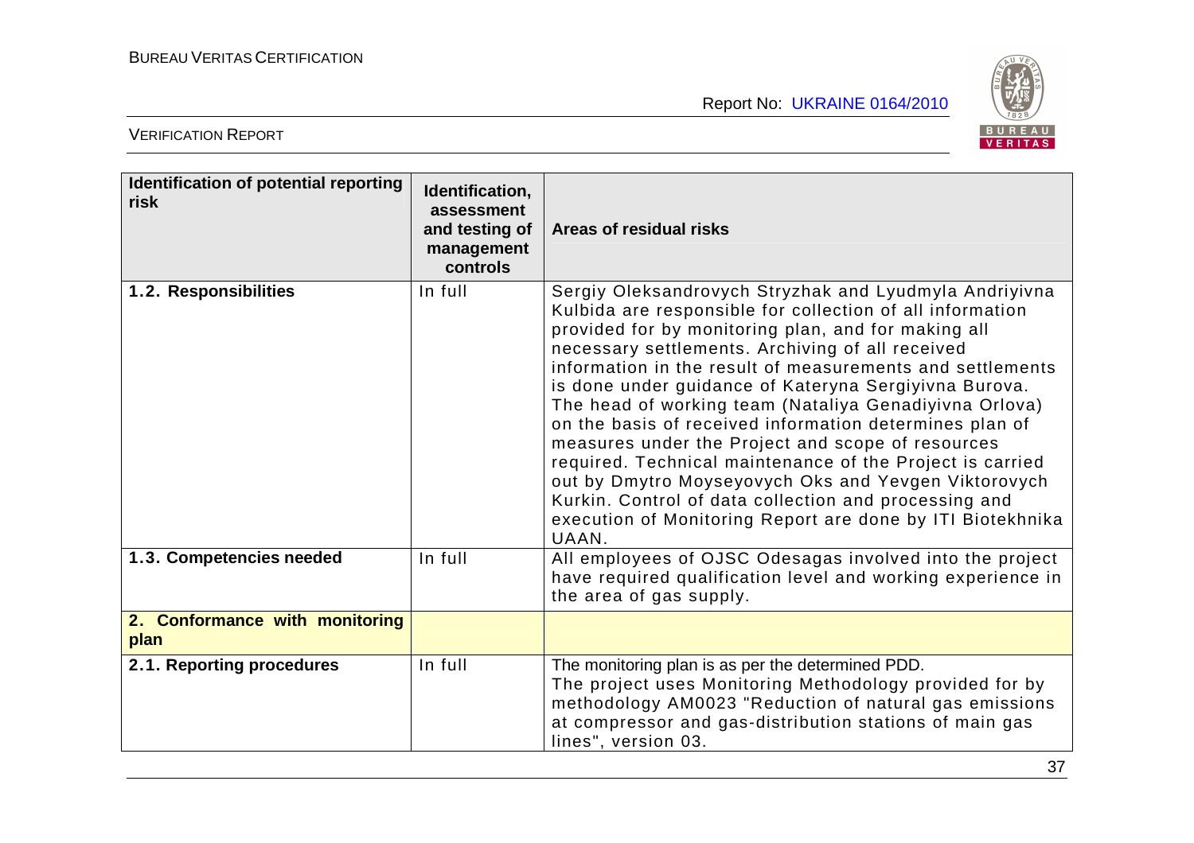| Identification of potential reporting risk | Identification, assessment and testing of management controls | Areas of residual risks |
|---|---|---|
| **1.2. Responsibilities** | In full | Sergiy Oleksandrovych Stryzhak and Lyudmyla Andriyivna Kulbida are responsible for collection of all information provided for by monitoring plan, and for making all necessary settlements. Archiving of all received information in the result of measurements and settlements is done under guidance of Kateryna Sergiyivna Burova. The head of working team (Nataliya Genadiyivna Orlova) on the basis of received information determines plan of measures under the Project and scope of resources required. Technical maintenance of the Project is carried out by Dmytro Moyseyovych Oks and Yevgen Viktorovych Kurkin. Control of data collection and processing and execution of Monitoring Report are done by ITI Biotekhnika UAAN. |
| **1.3. Competencies needed** | In full | All employees of OJSC Odesagas involved into the project have required qualification level and working experience in the area of gas supply. |
| **2. Conformance with monitoring plan** | | |
| **2.1. Reporting procedures** | In full | The monitoring plan is as per the determined PDD. The project uses Monitoring Methodology provided for by methodology AM0023 "Reduction of natural gas emissions at compressor and gas-distribution stations of main gas lines", version 03. |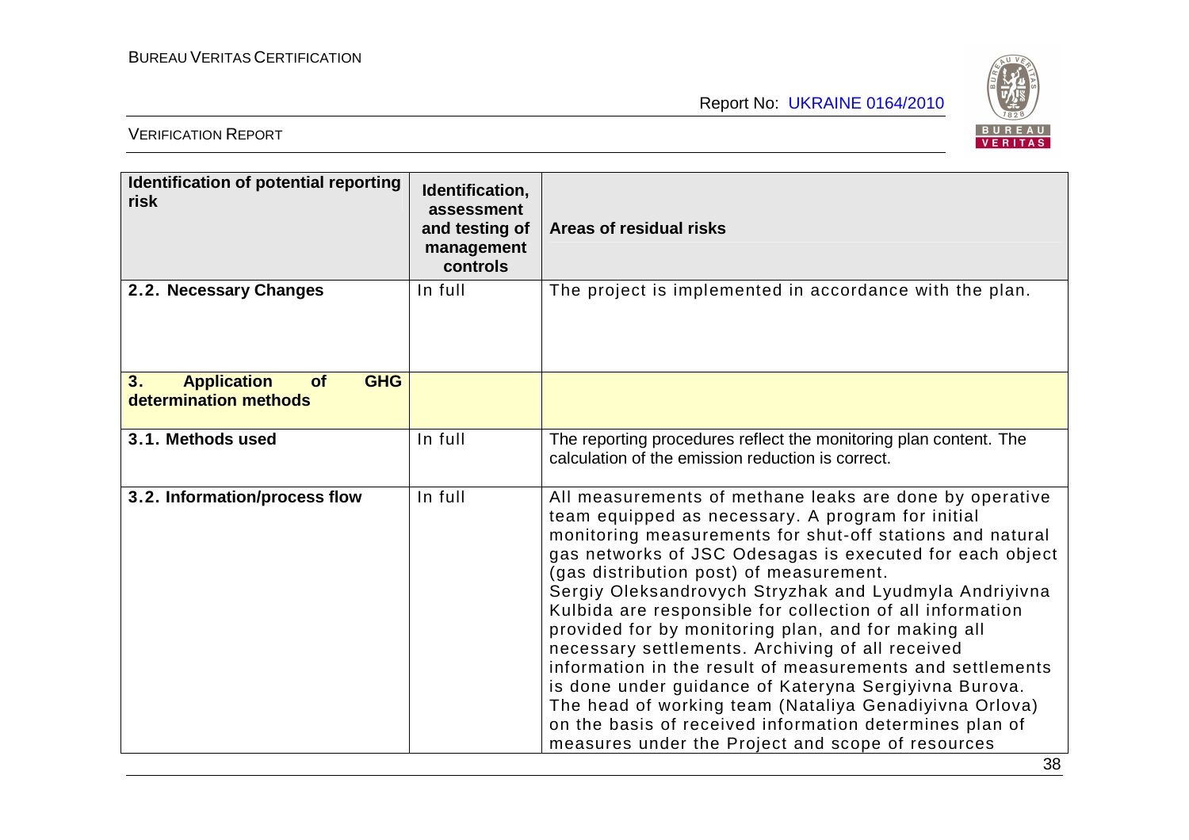| Identification of potential reporting risk | Identification, assessment and testing of management controls | Areas of residual risks |
|---|---|---|
| **2.2. Necessary Changes** | In full | The project is implemented in accordance with the plan. |
| **3. Application of GHG determination methods** | | |
| **3.1. Methods used** | In full | The reporting procedures reflect the monitoring plan content. The calculation of the emission reduction is correct. |
| **3.2. Information/process flow** | In full | All measurements of methane leaks are done by operative team equipped as necessary. A program for initial monitoring measurements for shut-off stations and natural gas networks of JSC Odesagas is executed for each object (gas distribution post) of measurement. Sergiy Oleksandrovych Stryzhak and Lyudmyla Andriyivna Kulbida are responsible for collection of all information provided for by monitoring plan, and for making all necessary settlements. Archiving of all received information in the result of measurements and settlements is done under guidance of Kateryna Sergiyivna Burova. The head of working team (Nataliya Genadiyivna Orlova) on the basis of received information determines plan of measures under the Project and scope of resources |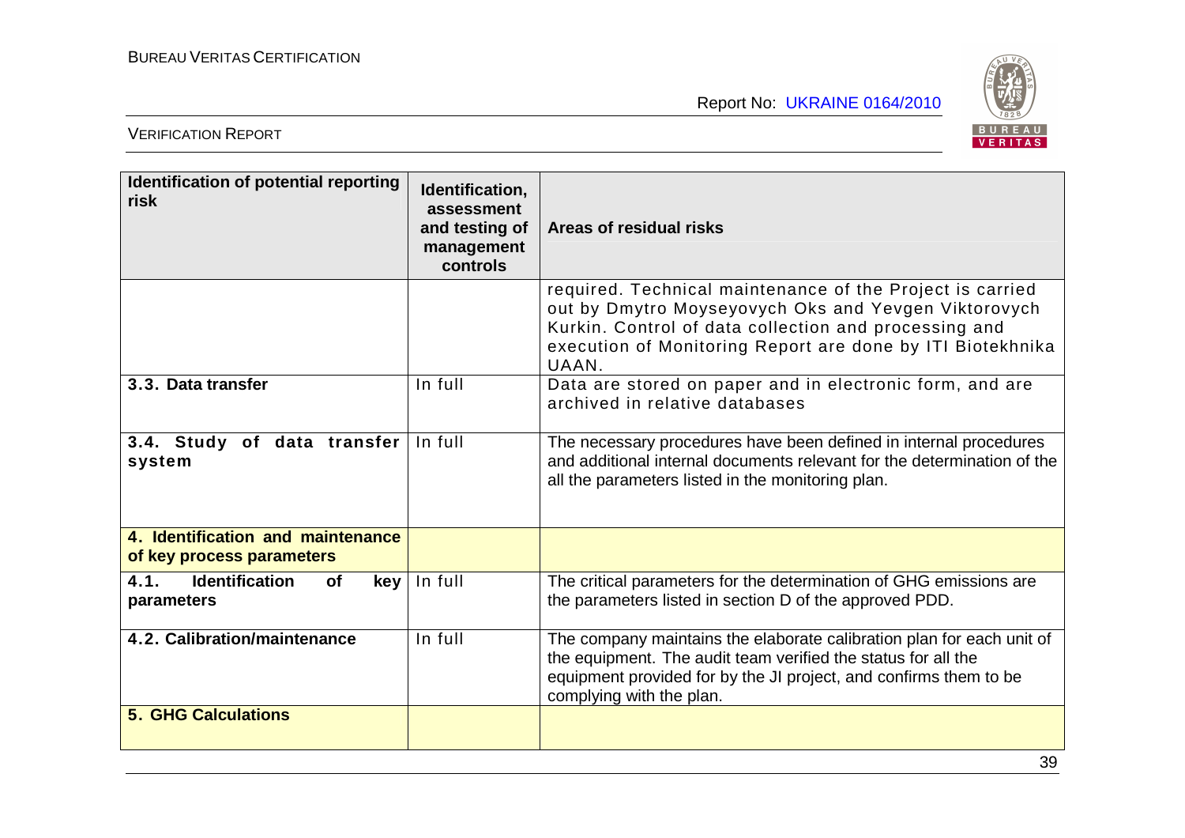| Identification of potential reporting risk | Identification, assessment and testing of management controls | Areas of residual risks |
|---|---|---|
| | | required. Technical maintenance of the Project is carried out by Dmytro Moyseyovych Oks and Yevgen Viktorovych Kurkin. Control of data collection and processing and execution of Monitoring Report are done by ITI Biotekhnika UAAN. |
| **3.3. Data transfer** | In full | Data are stored on paper and in electronic form, and are archived in relative databases |
| **3.4. Study of data transfer system** | In full | The necessary procedures have been defined in internal procedures and additional internal documents relevant for the determination of the all the parameters listed in the monitoring plan. |
| **4. Identification and maintenance of key process parameters** | | |
| **4.1. Identification of key parameters** | In full | The critical parameters for the determination of GHG emissions are the parameters listed in section D of the approved PDD. |
| **4.2. Calibration/maintenance** | In full | The company maintains the elaborate calibration plan for each unit of the equipment. The audit team verified the status for all the equipment provided for by the JI project, and confirms them to be complying with the plan. |
| **5. GHG Calculations** | | |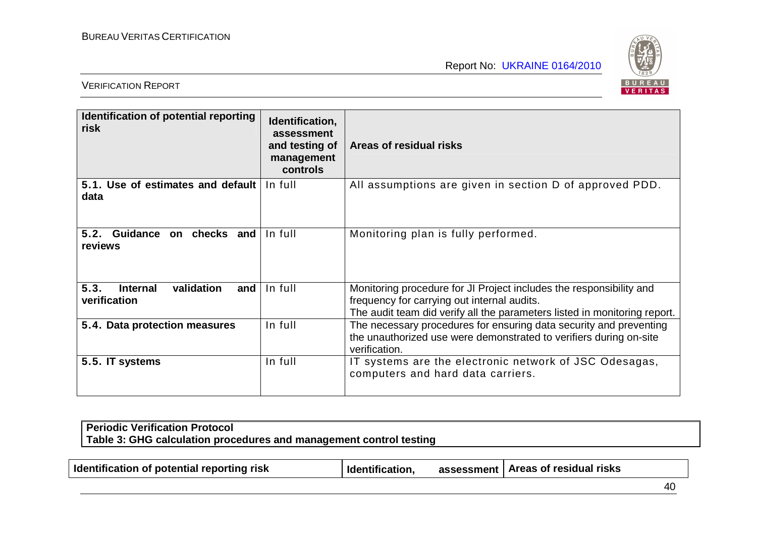| Identification of potential reporting risk | Identification, assessment and testing of management controls | Areas of residual risks |
|---|---|---|
| **5.1. Use of estimates and default data** | In full | All assumptions are given in section D of approved PDD. |
| **5.2. Guidance on checks and reviews** | In full | Monitoring plan is fully performed. |
| **5.3. Internal validation and verification** | In full | Monitoring procedure for JI Project includes the responsibility and frequency for carrying out internal audits.<br>The audit team did verify all the parameters listed in monitoring report. |
| **5.4. Data protection measures** | In full | The necessary procedures for ensuring data security and preventing the unauthorized use were demonstrated to verifiers during on-site verification. |
| **5.5. IT systems** | In full | IT systems are the electronic network of JSC Odesagas, computers and hard data carriers. |

**Periodic Verification Protocol**
**Table 3: GHG calculation procedures and management control testing**

| Identification of potential reporting risk | Identification, assessment | Areas of residual risks |
|---|---|---|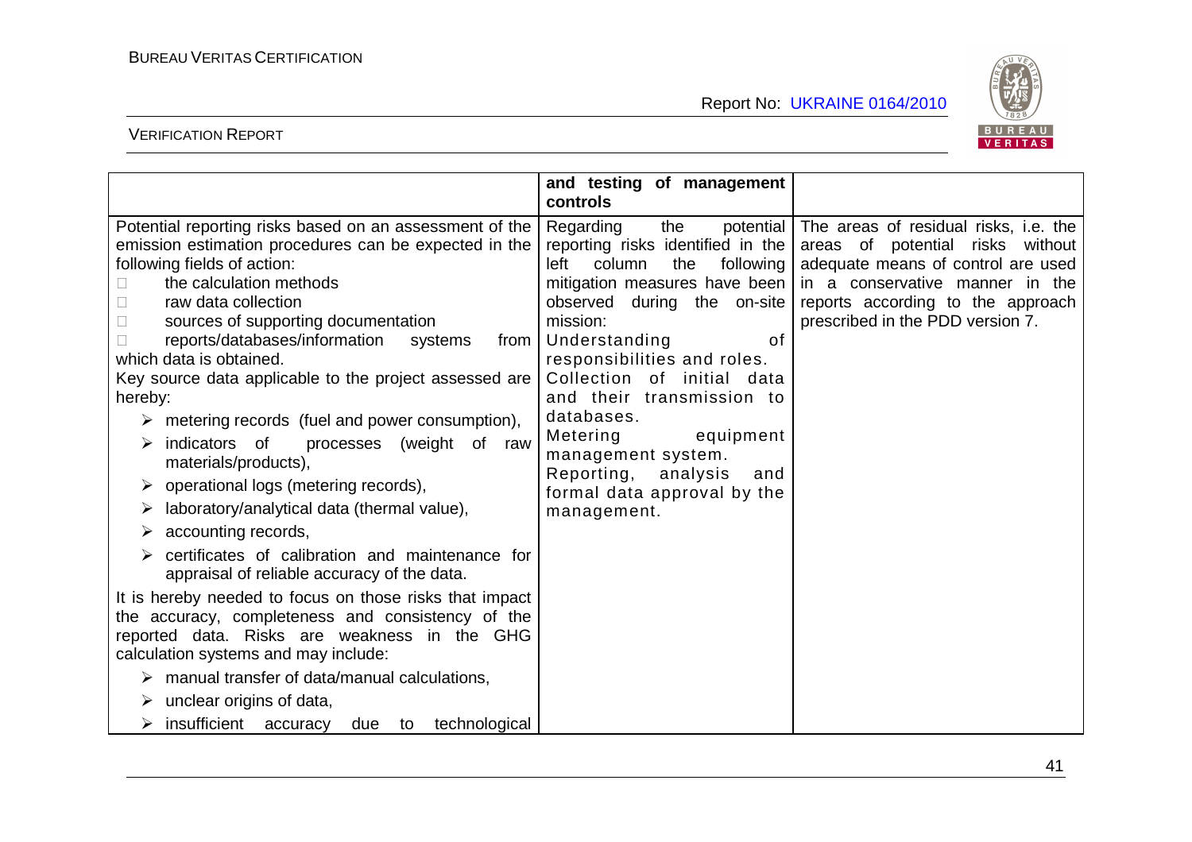| | and testing of management controls | |
|---|---|---|
| Potential reporting risks based on an assessment of the emission estimation procedures can be expected in the following fields of action:<br>- the calculation methods<br>- raw data collection<br>- sources of supporting documentation<br>- reports/databases/information systems from which data is obtained.<br>Key source data applicable to the project assessed are hereby:<br>➢ metering records (fuel and power consumption),<br>➢ indicators of processes (weight of raw materials/products),<br>➢ operational logs (metering records),<br>➢ laboratory/analytical data (thermal value),<br>➢ accounting records,<br>➢ certificates of calibration and maintenance for appraisal of reliable accuracy of the data.<br>It is hereby needed to focus on those risks that impact the accuracy, completeness and consistency of the reported data. Risks are weakness in the GHG calculation systems and may include:<br>➢ manual transfer of data/manual calculations,<br>➢ unclear origins of data,<br>➢ insufficient accuracy due to technological | Regarding the potential reporting risks identified in the left column the following mitigation measures have been observed during the on-site mission:<br>Understanding of responsibilities and roles.<br>Collection of initial data and their transmission to databases.<br>Metering equipment management system.<br>Reporting, analysis and formal data approval by the management. | The areas of residual risks, i.e. the areas of potential risks without adequate means of control are used in a conservative manner in the reports according to the approach prescribed in the PDD version 7. |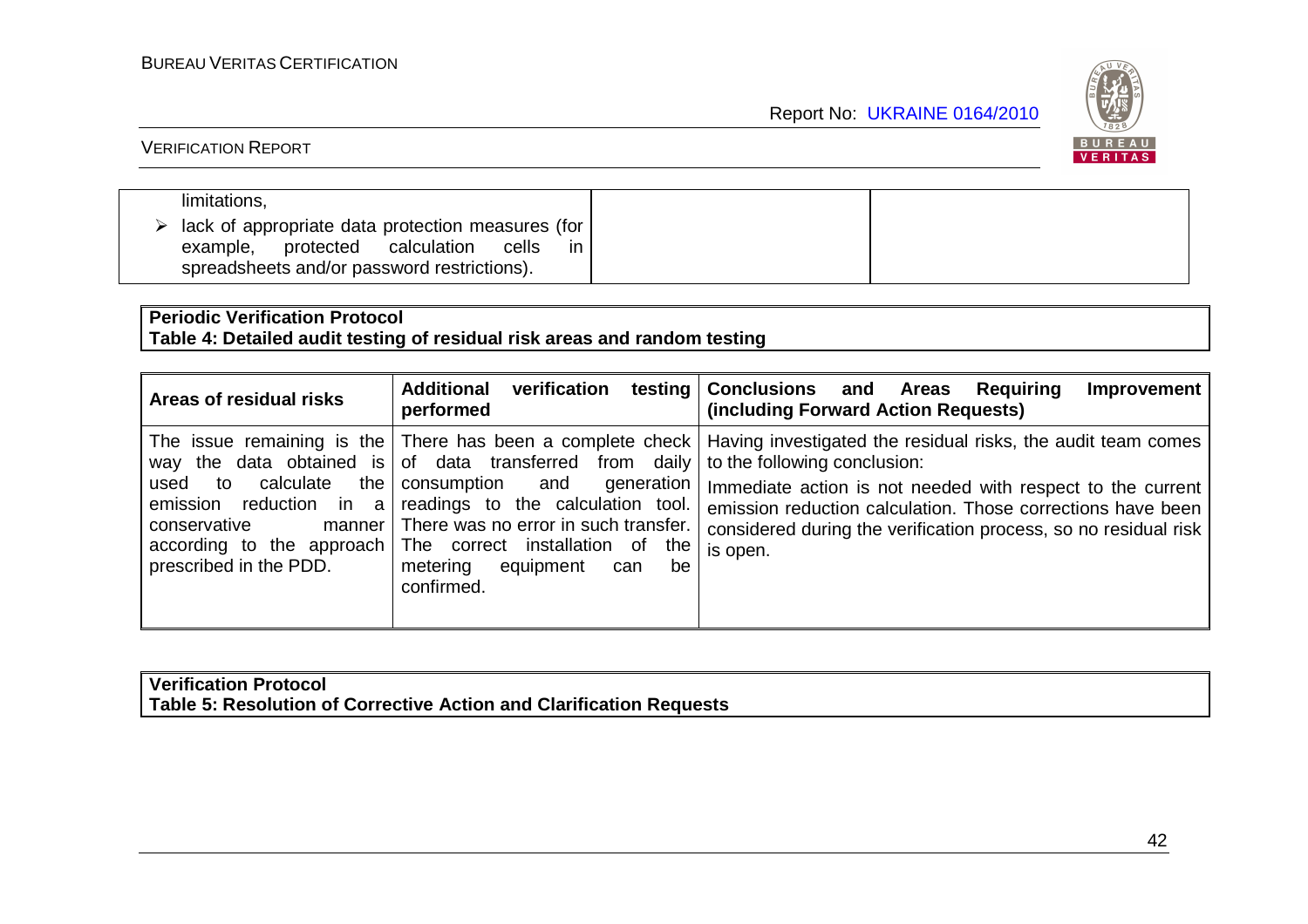| | | |
|---|---|---|
| limitations,<br>➢ lack of appropriate data protection measures (for example, protected calculation cells in spreadsheets and/or password restrictions). | | |

**Periodic Verification Protocol**
**Table 4: Detailed audit testing of residual risk areas and random testing**

| Areas of residual risks | Additional verification testing performed | Conclusions and Areas Requiring Improvement (including Forward Action Requests) |
|---|---|---|
| The issue remaining is the way the data obtained is used to calculate the emission reduction in a conservative manner according to the approach prescribed in the PDD. | There has been a complete check of data transferred from daily consumption and generation readings to the calculation tool. There was no error in such transfer. The correct installation of the metering equipment can be confirmed. | Having investigated the residual risks, the audit team comes to the following conclusion:<br>Immediate action is not needed with respect to the current emission reduction calculation. Those corrections have been considered during the verification process, so no residual risk is open. |

**Verification Protocol**
**Table 5: Resolution of Corrective Action and Clarification Requests**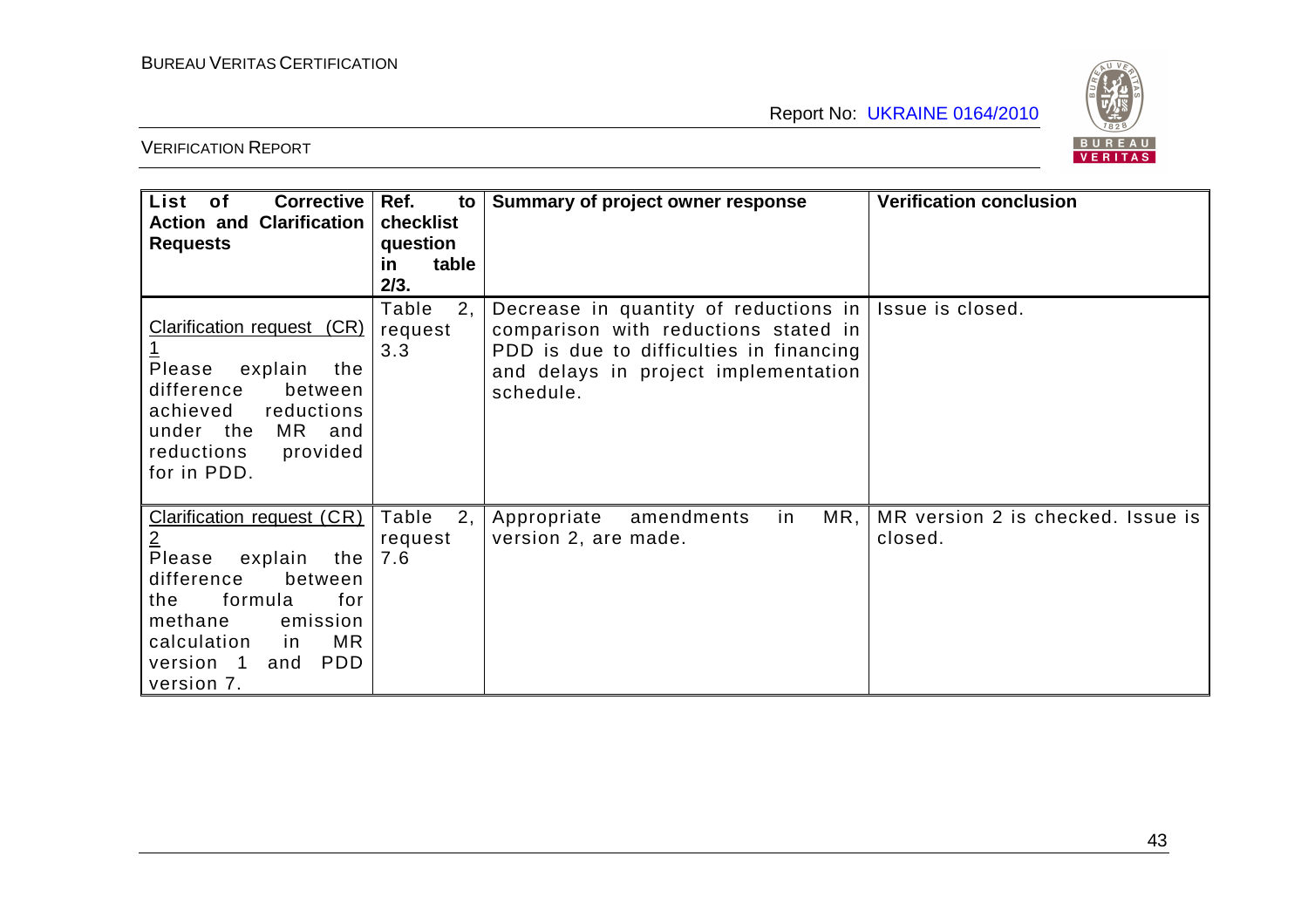| List of Corrective Action and Clarification Requests | Ref. to checklist question in table 2/3. | Summary of project owner response | Verification conclusion |
|---|---|---|---|
| Clarification request (CR) 1<br>Please explain the difference between achieved reductions under the MR and reductions provided for in PDD. | Table 2, request 3.3 | Decrease in quantity of reductions in comparison with reductions stated in PDD is due to difficulties in financing and delays in project implementation schedule. | Issue is closed. |
| Clarification request (CR) 2<br>Please explain the difference between the formula for methane emission calculation in MR version 1 and PDD version 7. | Table 2, request 7.6 | Appropriate amendments in MR, version 2, are made. | MR version 2 is checked. Issue is closed. |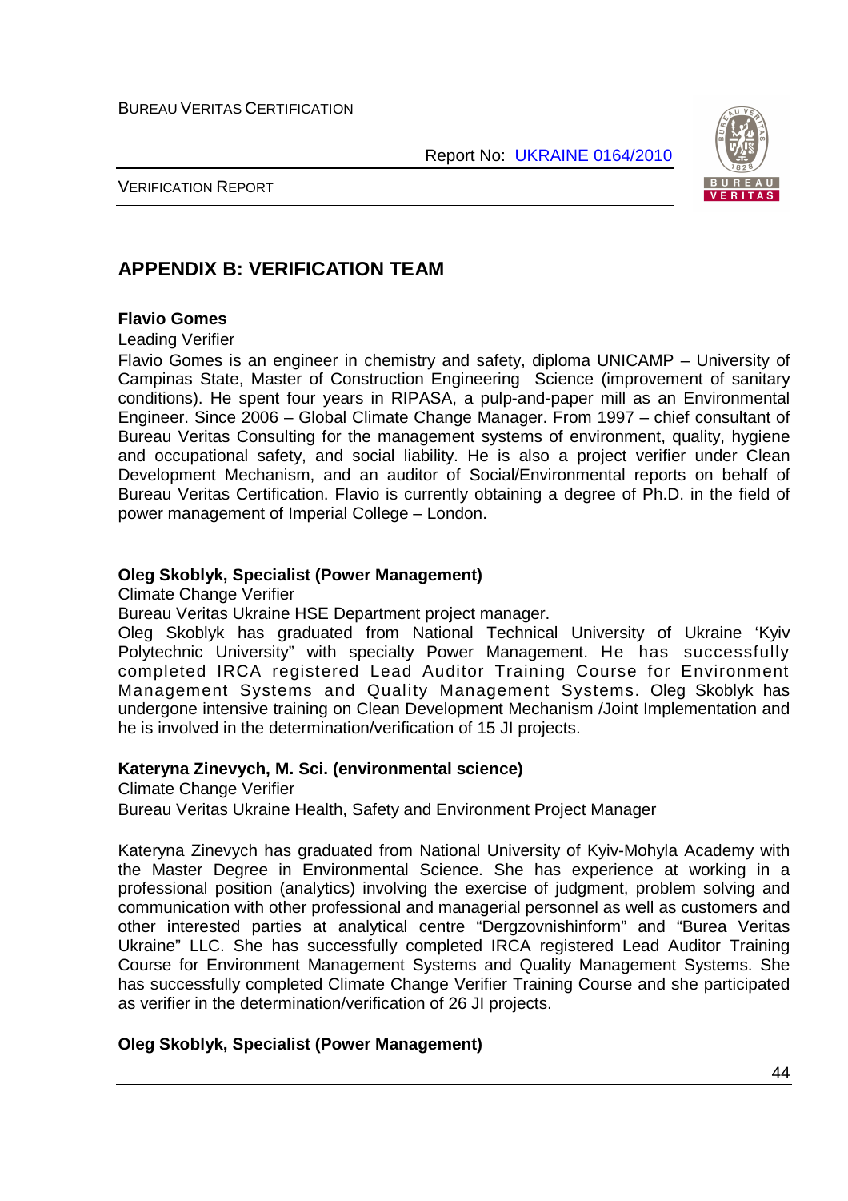## APPENDIX B: VERIFICATION TEAM

**Flavio Gomes**

Leading Verifier

Flavio Gomes is an engineer in chemistry and safety, diploma UNICAMP – University of Campinas State, Master of Construction Engineering Science (improvement of sanitary conditions). He spent four years in RIPASA, a pulp-and-paper mill as an Environmental Engineer. Since 2006 – Global Climate Change Manager. From 1997 – chief consultant of Bureau Veritas Consulting for the management systems of environment, quality, hygiene and occupational safety, and social liability. He is also a project verifier under Clean Development Mechanism, and an auditor of Social/Environmental reports on behalf of Bureau Veritas Certification. Flavio is currently obtaining a degree of Ph.D. in the field of power management of Imperial College – London.

**Oleg Skoblyk, Specialist (Power Management)**

Climate Change Verifier

Bureau Veritas Ukraine HSE Department project manager.

Oleg Skoblyk has graduated from National Technical University of Ukraine 'Kyiv Polytechnic University" with specialty Power Management. He has successfully completed IRCA registered Lead Auditor Training Course for Environment Management Systems and Quality Management Systems. Oleg Skoblyk has undergone intensive training on Clean Development Mechanism /Joint Implementation and he is involved in the determination/verification of 15 JI projects.

**Kateryna Zinevych, M. Sci. (environmental science)**

Climate Change Verifier

Bureau Veritas Ukraine Health, Safety and Environment Project Manager

Kateryna Zinevych has graduated from National University of Kyiv-Mohyla Academy with the Master Degree in Environmental Science. She has experience at working in a professional position (analytics) involving the exercise of judgment, problem solving and communication with other professional and managerial personnel as well as customers and other interested parties at analytical centre "Dergzovnishinform" and "Burea Veritas Ukraine" LLC. She has successfully completed IRCA registered Lead Auditor Training Course for Environment Management Systems and Quality Management Systems. She has successfully completed Climate Change Verifier Training Course and she participated as verifier in the determination/verification of 26 JI projects.

**Oleg Skoblyk, Specialist (Power Management)**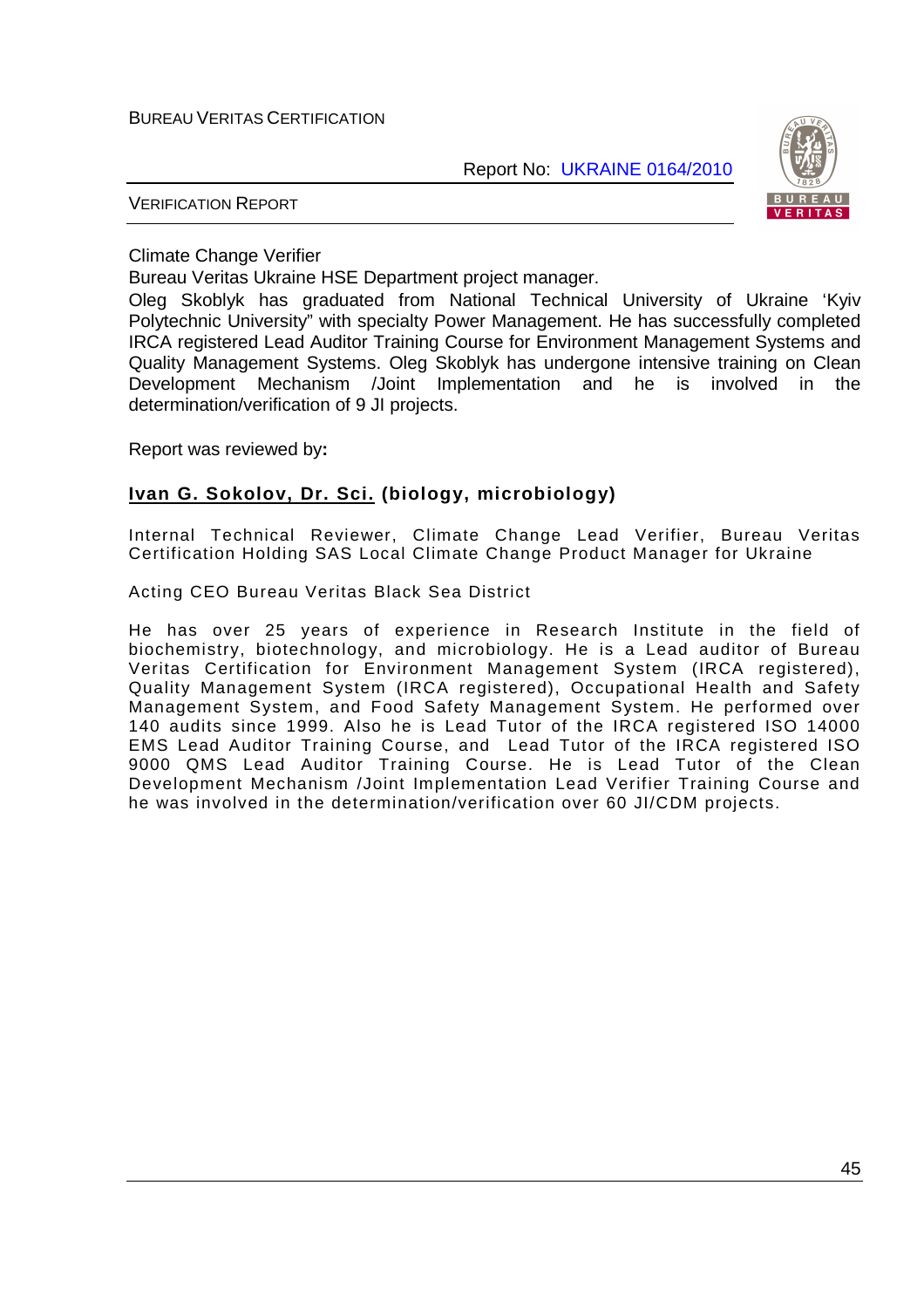Climate Change Verifier

Bureau Veritas Ukraine HSE Department project manager.

Oleg Skoblyk has graduated from National Technical University of Ukraine 'Kyiv Polytechnic University" with specialty Power Management. He has successfully completed IRCA registered Lead Auditor Training Course for Environment Management Systems and Quality Management Systems. Oleg Skoblyk has undergone intensive training on Clean Development Mechanism /Joint Implementation and he is involved in the determination/verification of 9 JI projects.

Report was reviewed by**:**

**Ivan G. Sokolov, Dr. Sci. (biology, microbiology)**

Internal Technical Reviewer, Climate Change Lead Verifier, Bureau Veritas Certification Holding SAS Local Climate Change Product Manager for Ukraine

Acting CEO Bureau Veritas Black Sea District

He has over 25 years of experience in Research Institute in the field of biochemistry, biotechnology, and microbiology. He is a Lead auditor of Bureau Veritas Certification for Environment Management System (IRCA registered), Quality Management System (IRCA registered), Occupational Health and Safety Management System, and Food Safety Management System. He performed over 140 audits since 1999. Also he is Lead Tutor of the IRCA registered ISO 14000 EMS Lead Auditor Training Course, and Lead Tutor of the IRCA registered ISO 9000 QMS Lead Auditor Training Course. He is Lead Tutor of the Clean Development Mechanism /Joint Implementation Lead Verifier Training Course and he was involved in the determination/verification over 60 JI/CDM projects.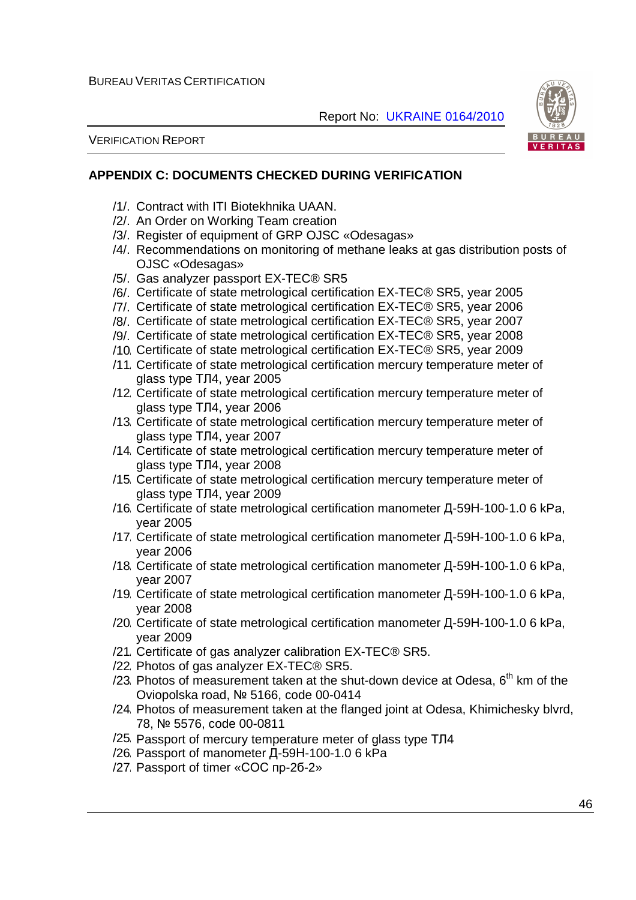## APPENDIX C: DOCUMENTS CHECKED DURING VERIFICATION

/1/. Contract with ITI Biotekhnika UAAN.
/2/. An Order on Working Team creation
/3/. Register of equipment of GRP OJSC «Odesagas»
/4/. Recommendations on monitoring of methane leaks at gas distribution posts of OJSC «Odesagas»
/5/. Gas analyzer passport EX-TEC® SR5
/6/. Certificate of state metrological certification EX-TEC® SR5, year 2005
/7/. Certificate of state metrological certification EX-TEC® SR5, year 2006
/8/. Certificate of state metrological certification EX-TEC® SR5, year 2007
/9/. Certificate of state metrological certification EX-TEC® SR5, year 2008
/10 Certificate of state metrological certification EX-TEC® SR5, year 2009
/11 Certificate of state metrological certification mercury temperature meter of glass type ТЛ4, year 2005
/12 Certificate of state metrological certification mercury temperature meter of glass type ТЛ4, year 2006
/13 Certificate of state metrological certification mercury temperature meter of glass type ТЛ4, year 2007
/14 Certificate of state metrological certification mercury temperature meter of glass type ТЛ4, year 2008
/15 Certificate of state metrological certification mercury temperature meter of glass type ТЛ4, year 2009
/16 Certificate of state metrological certification manometer Д-59Н-100-1.0 6 kPa, year 2005
/17 Certificate of state metrological certification manometer Д-59Н-100-1.0 6 kPa, year 2006
/18 Certificate of state metrological certification manometer Д-59Н-100-1.0 6 kPa, year 2007
/19 Certificate of state metrological certification manometer Д-59Н-100-1.0 6 kPa, year 2008
/20 Certificate of state metrological certification manometer Д-59Н-100-1.0 6 kPa, year 2009
/21 Certificate of gas analyzer calibration EX-TEC® SR5.
/22 Photos of gas analyzer EX-TEC® SR5.
/23 Photos of measurement taken at the shut-down device at Odesa, 6th km of the Oviopolska road, № 5166, code 00-0414
/24 Photos of measurement taken at the flanged joint at Odesa, Khimichesky blvrd, 78, № 5576, code 00-0811
/25 Passport of mercury temperature meter of glass type ТЛ4
/26 Passport of manometer Д-59Н-100-1.0 6 kPa
/27 Passport of timer «СОС пр-2б-2»